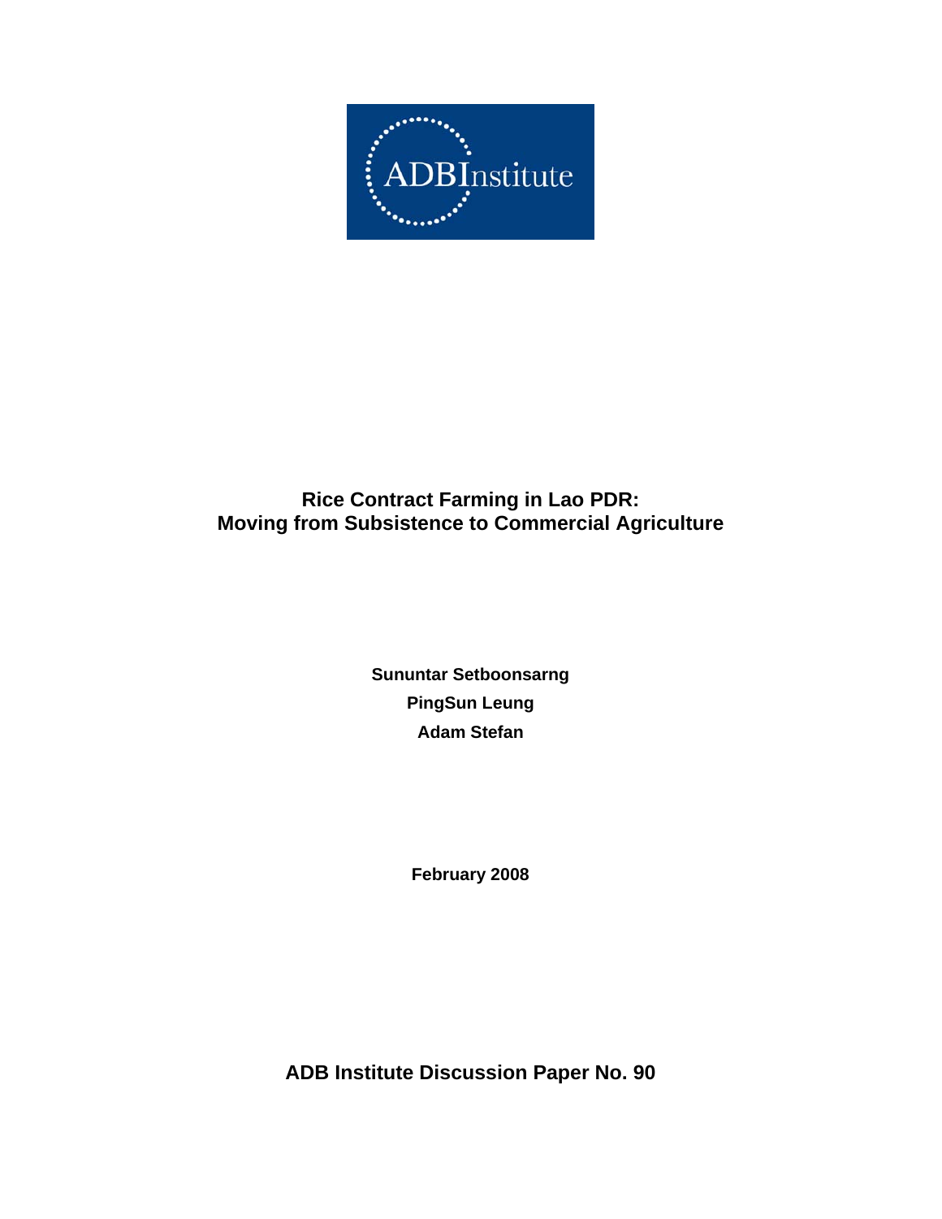ADBInstitute

# Rice Contract Farming in Lao PDR: Moving from Subsistence to Commercial Agriculture

**Sununtar Setboonsarng**

**PingSun Leung**

**Adam Stefan**

**February 2008**

**ADB Institute Discussion Paper No. 90**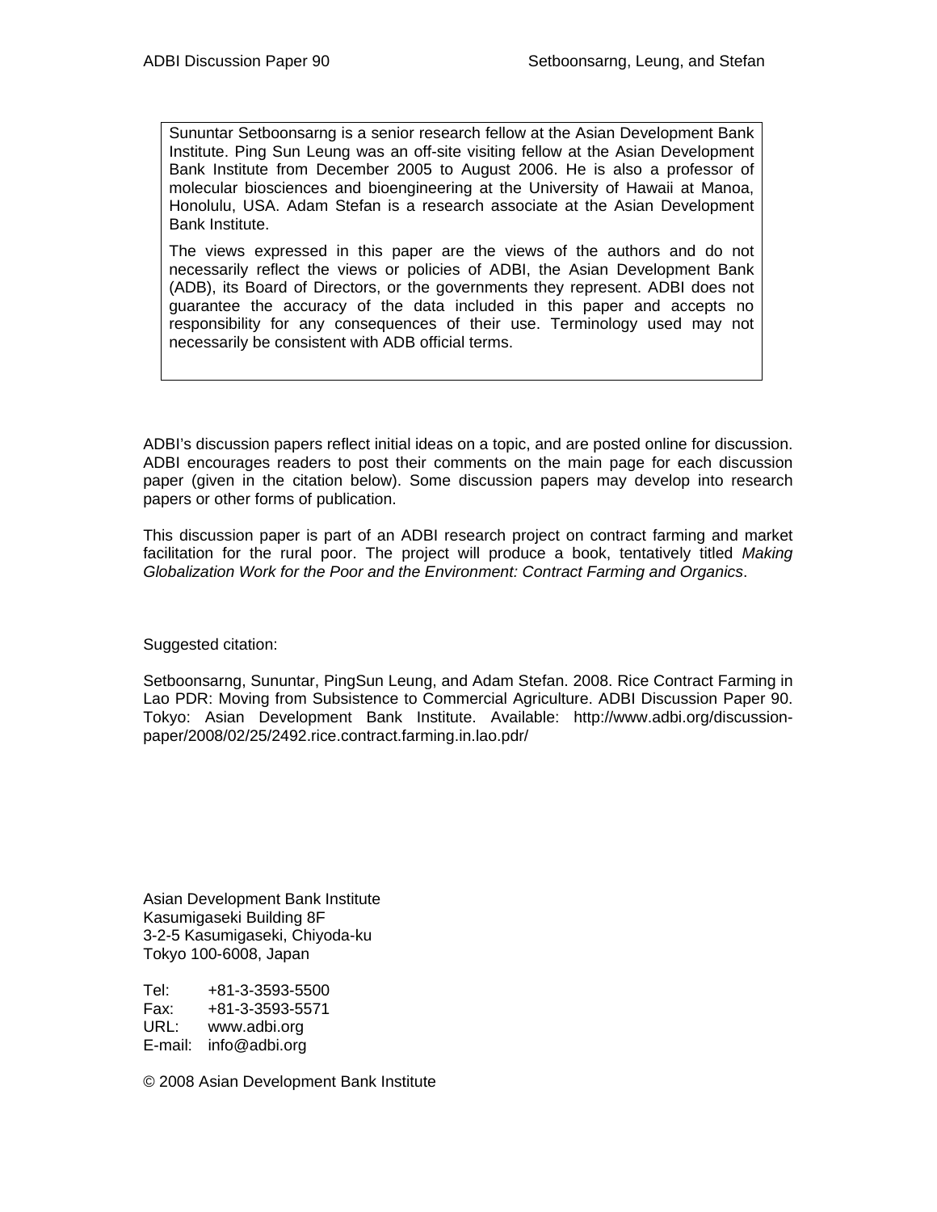Sununtar Setboonsarng is a senior research fellow at the Asian Development Bank Institute. Ping Sun Leung was an off-site visiting fellow at the Asian Development Bank Institute from December 2005 to August 2006. He is also a professor of molecular biosciences and bioengineering at the University of Hawaii at Manoa, Honolulu, USA. Adam Stefan is a research associate at the Asian Development Bank Institute.

The views expressed in this paper are the views of the authors and do not necessarily reflect the views or policies of ADBI, the Asian Development Bank (ADB), its Board of Directors, or the governments they represent. ADBI does not guarantee the accuracy of the data included in this paper and accepts no responsibility for any consequences of their use. Terminology used may not necessarily be consistent with ADB official terms.

ADBI's discussion papers reflect initial ideas on a topic, and are posted online for discussion. ADBI encourages readers to post their comments on the main page for each discussion paper (given in the citation below). Some discussion papers may develop into research papers or other forms of publication.

This discussion paper is part of an ADBI research project on contract farming and market facilitation for the rural poor. The project will produce a book, tentatively titled *Making Globalization Work for the Poor and the Environment: Contract Farming and Organics*.

Suggested citation:

Setboonsarng, Sununtar, PingSun Leung, and Adam Stefan. 2008. Rice Contract Farming in Lao PDR: Moving from Subsistence to Commercial Agriculture. ADBI Discussion Paper 90. Tokyo: Asian Development Bank Institute. Available: http://www.adbi.org/discussion-paper/2008/02/25/2492.rice.contract.farming.in.lao.pdr/

Asian Development Bank Institute
Kasumigaseki Building 8F
3-2-5 Kasumigaseki, Chiyoda-ku
Tokyo 100-6008, Japan

Tel: +81-3-3593-5500
Fax: +81-3-3593-5571
URL: www.adbi.org
E-mail: info@adbi.org

© 2008 Asian Development Bank Institute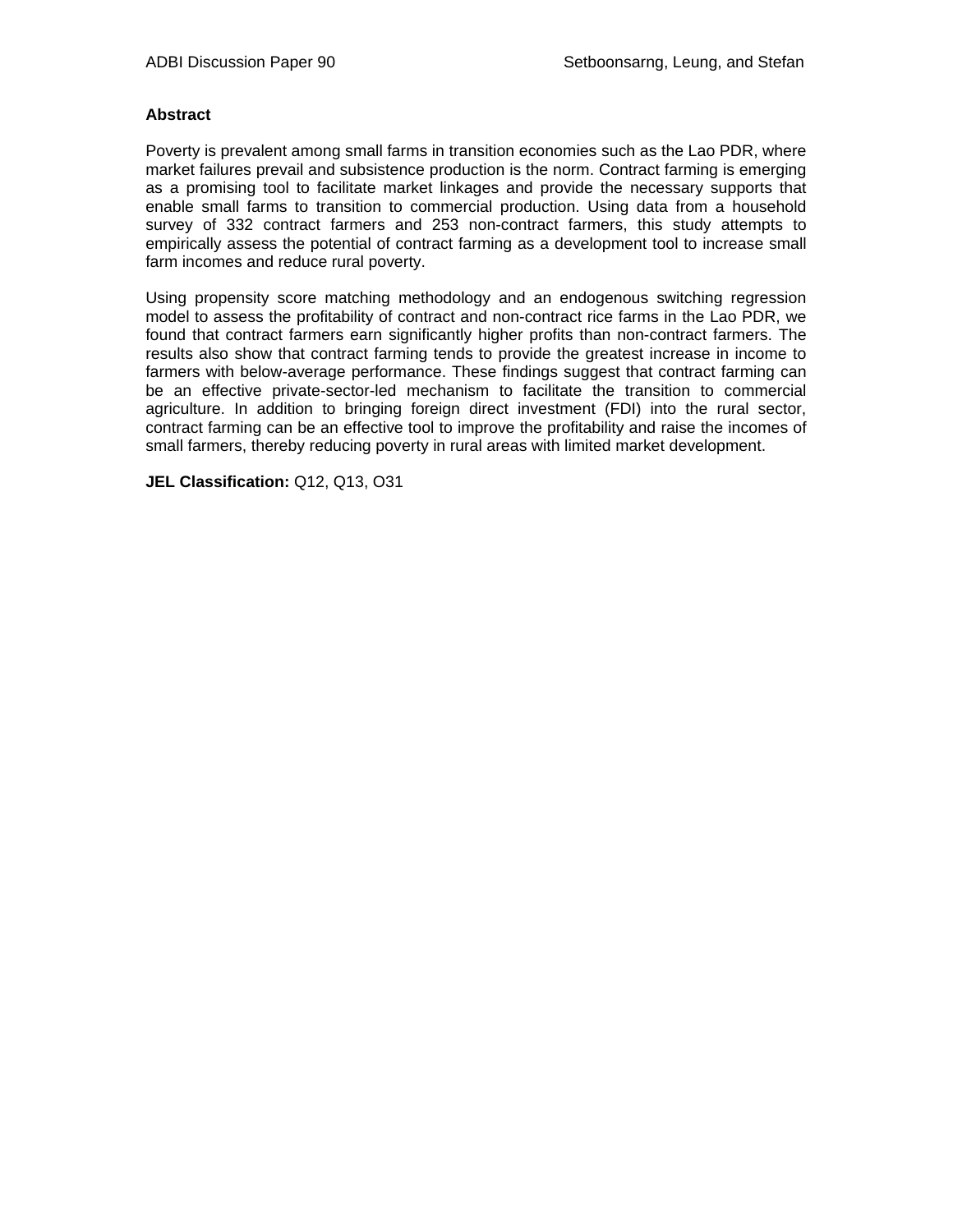**Abstract**

Poverty is prevalent among small farms in transition economies such as the Lao PDR, where market failures prevail and subsistence production is the norm. Contract farming is emerging as a promising tool to facilitate market linkages and provide the necessary supports that enable small farms to transition to commercial production. Using data from a household survey of 332 contract farmers and 253 non-contract farmers, this study attempts to empirically assess the potential of contract farming as a development tool to increase small farm incomes and reduce rural poverty.

Using propensity score matching methodology and an endogenous switching regression model to assess the profitability of contract and non-contract rice farms in the Lao PDR, we found that contract farmers earn significantly higher profits than non-contract farmers. The results also show that contract farming tends to provide the greatest increase in income to farmers with below-average performance. These findings suggest that contract farming can be an effective private-sector-led mechanism to facilitate the transition to commercial agriculture. In addition to bringing foreign direct investment (FDI) into the rural sector, contract farming can be an effective tool to improve the profitability and raise the incomes of small farmers, thereby reducing poverty in rural areas with limited market development.

**JEL Classification:** Q12, Q13, O31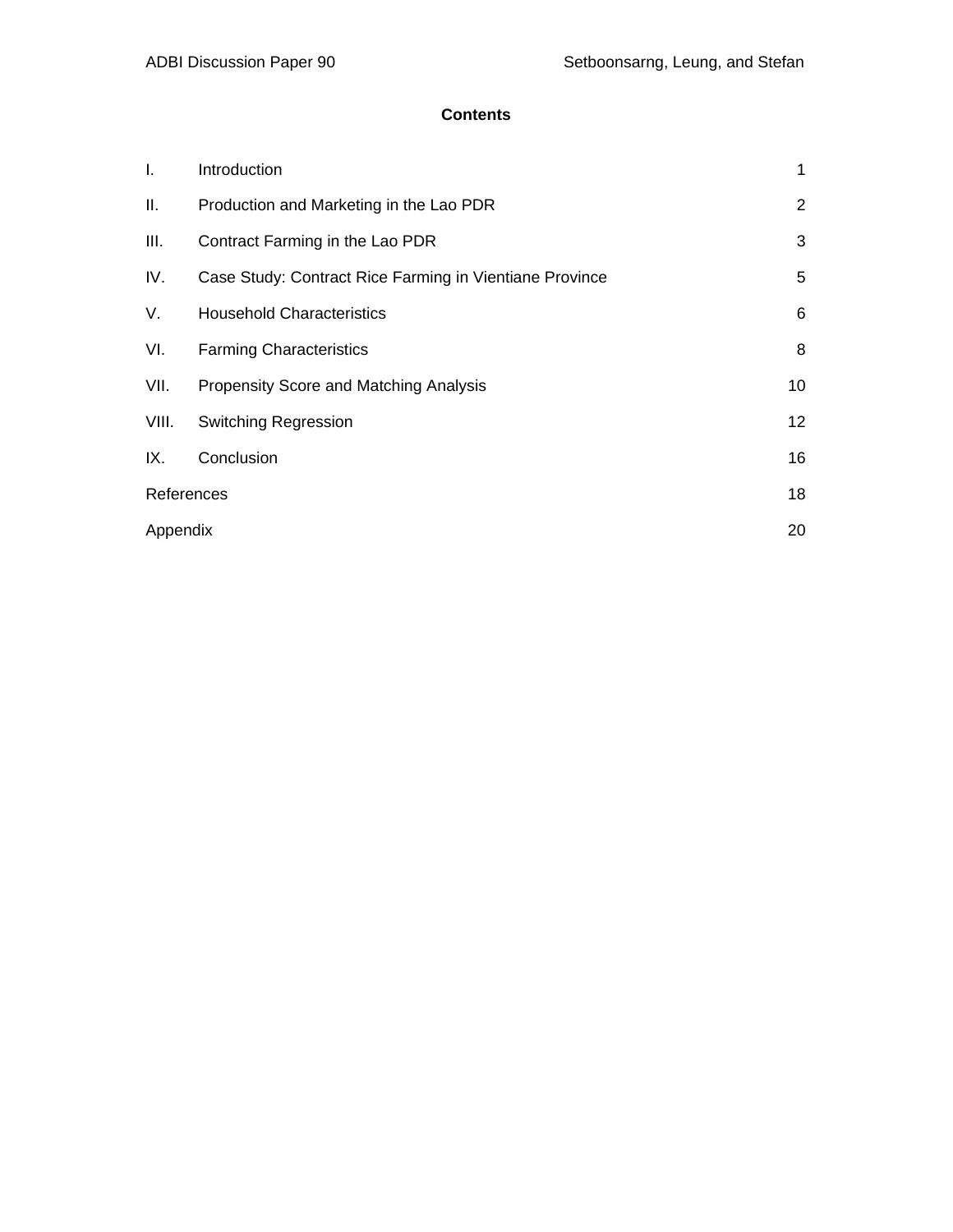## Contents

| | | |
|---|---|---|
| I. | Introduction | 1 |
| II. | Production and Marketing in the Lao PDR | 2 |
| III. | Contract Farming in the Lao PDR | 3 |
| IV. | Case Study: Contract Rice Farming in Vientiane Province | 5 |
| V. | Household Characteristics | 6 |
| VI. | Farming Characteristics | 8 |
| VII. | Propensity Score and Matching Analysis | 10 |
| VIII. | Switching Regression | 12 |
| IX. | Conclusion | 16 |
| References | | 18 |
| Appendix | | 20 |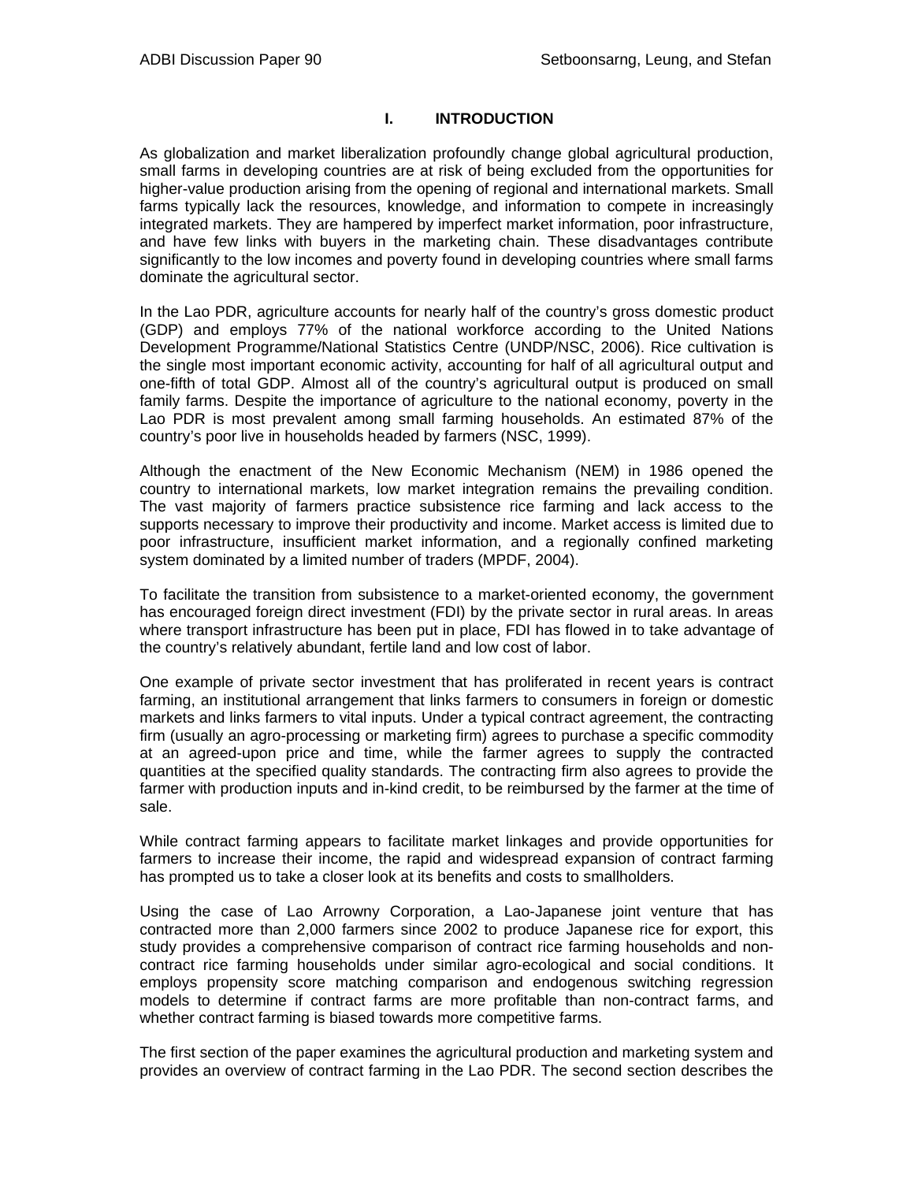# I. INTRODUCTION

As globalization and market liberalization profoundly change global agricultural production, small farms in developing countries are at risk of being excluded from the opportunities for higher-value production arising from the opening of regional and international markets. Small farms typically lack the resources, knowledge, and information to compete in increasingly integrated markets. They are hampered by imperfect market information, poor infrastructure, and have few links with buyers in the marketing chain. These disadvantages contribute significantly to the low incomes and poverty found in developing countries where small farms dominate the agricultural sector.

In the Lao PDR, agriculture accounts for nearly half of the country's gross domestic product (GDP) and employs 77% of the national workforce according to the United Nations Development Programme/National Statistics Centre (UNDP/NSC, 2006). Rice cultivation is the single most important economic activity, accounting for half of all agricultural output and one-fifth of total GDP. Almost all of the country's agricultural output is produced on small family farms. Despite the importance of agriculture to the national economy, poverty in the Lao PDR is most prevalent among small farming households. An estimated 87% of the country's poor live in households headed by farmers (NSC, 1999).

Although the enactment of the New Economic Mechanism (NEM) in 1986 opened the country to international markets, low market integration remains the prevailing condition. The vast majority of farmers practice subsistence rice farming and lack access to the supports necessary to improve their productivity and income. Market access is limited due to poor infrastructure, insufficient market information, and a regionally confined marketing system dominated by a limited number of traders (MPDF, 2004).

To facilitate the transition from subsistence to a market-oriented economy, the government has encouraged foreign direct investment (FDI) by the private sector in rural areas. In areas where transport infrastructure has been put in place, FDI has flowed in to take advantage of the country's relatively abundant, fertile land and low cost of labor.

One example of private sector investment that has proliferated in recent years is contract farming, an institutional arrangement that links farmers to consumers in foreign or domestic markets and links farmers to vital inputs. Under a typical contract agreement, the contracting firm (usually an agro-processing or marketing firm) agrees to purchase a specific commodity at an agreed-upon price and time, while the farmer agrees to supply the contracted quantities at the specified quality standards. The contracting firm also agrees to provide the farmer with production inputs and in-kind credit, to be reimbursed by the farmer at the time of sale.

While contract farming appears to facilitate market linkages and provide opportunities for farmers to increase their income, the rapid and widespread expansion of contract farming has prompted us to take a closer look at its benefits and costs to smallholders.

Using the case of Lao Arrowny Corporation, a Lao-Japanese joint venture that has contracted more than 2,000 farmers since 2002 to produce Japanese rice for export, this study provides a comprehensive comparison of contract rice farming households and non-contract rice farming households under similar agro-ecological and social conditions. It employs propensity score matching comparison and endogenous switching regression models to determine if contract farms are more profitable than non-contract farms, and whether contract farming is biased towards more competitive farms.

The first section of the paper examines the agricultural production and marketing system and provides an overview of contract farming in the Lao PDR. The second section describes the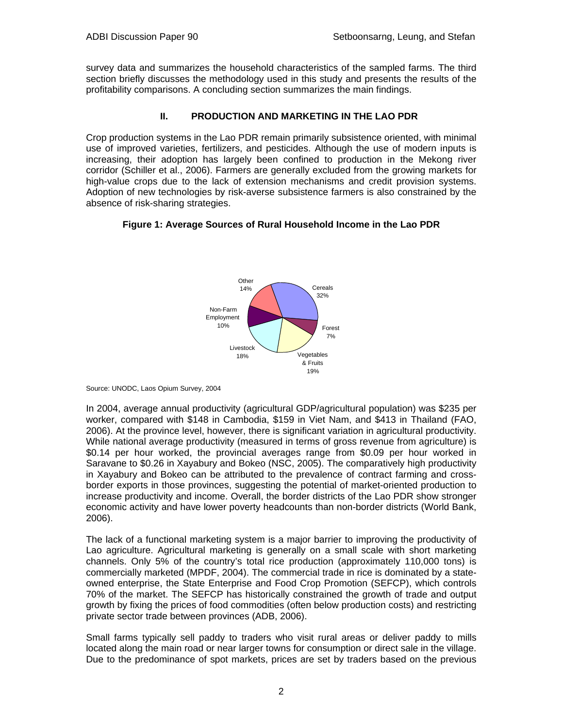survey data and summarizes the household characteristics of the sampled farms. The third section briefly discusses the methodology used in this study and presents the results of the profitability comparisons. A concluding section summarizes the main findings.

## II. PRODUCTION AND MARKETING IN THE LAO PDR

Crop production systems in the Lao PDR remain primarily subsistence oriented, with minimal use of improved varieties, fertilizers, and pesticides. Although the use of modern inputs is increasing, their adoption has largely been confined to production in the Mekong river corridor (Schiller et al., 2006). Farmers are generally excluded from the growing markets for high-value crops due to the lack of extension mechanisms and credit provision systems. Adoption of new technologies by risk-averse subsistence farmers is also constrained by the absence of risk-sharing strategies.

**Figure 1: Average Sources of Rural Household Income in the Lao PDR**

Other 14%, Cereals 32%, Forest 7%, Vegetables & Fruits 19%, Livestock 18%, Non-Farm Employment 10%

Source: UNODC, Laos Opium Survey, 2004

In 2004, average annual productivity (agricultural GDP/agricultural population) was $235 per worker, compared with $148 in Cambodia, $159 in Viet Nam, and $413 in Thailand (FAO, 2006). At the province level, however, there is significant variation in agricultural productivity. While national average productivity (measured in terms of gross revenue from agriculture) is $0.14 per hour worked, the provincial averages range from $0.09 per hour worked in Saravane to $0.26 in Xayabury and Bokeo (NSC, 2005). The comparatively high productivity in Xayabury and Bokeo can be attributed to the prevalence of contract farming and cross-border exports in those provinces, suggesting the potential of market-oriented production to increase productivity and income. Overall, the border districts of the Lao PDR show stronger economic activity and have lower poverty headcounts than non-border districts (World Bank, 2006).

The lack of a functional marketing system is a major barrier to improving the productivity of Lao agriculture. Agricultural marketing is generally on a small scale with short marketing channels. Only 5% of the country's total rice production (approximately 110,000 tons) is commercially marketed (MPDF, 2004). The commercial trade in rice is dominated by a state-owned enterprise, the State Enterprise and Food Crop Promotion (SEFCP), which controls 70% of the market. The SEFCP has historically constrained the growth of trade and output growth by fixing the prices of food commodities (often below production costs) and restricting private sector trade between provinces (ADB, 2006).

Small farms typically sell paddy to traders who visit rural areas or deliver paddy to mills located along the main road or near larger towns for consumption or direct sale in the village. Due to the predominance of spot markets, prices are set by traders based on the previous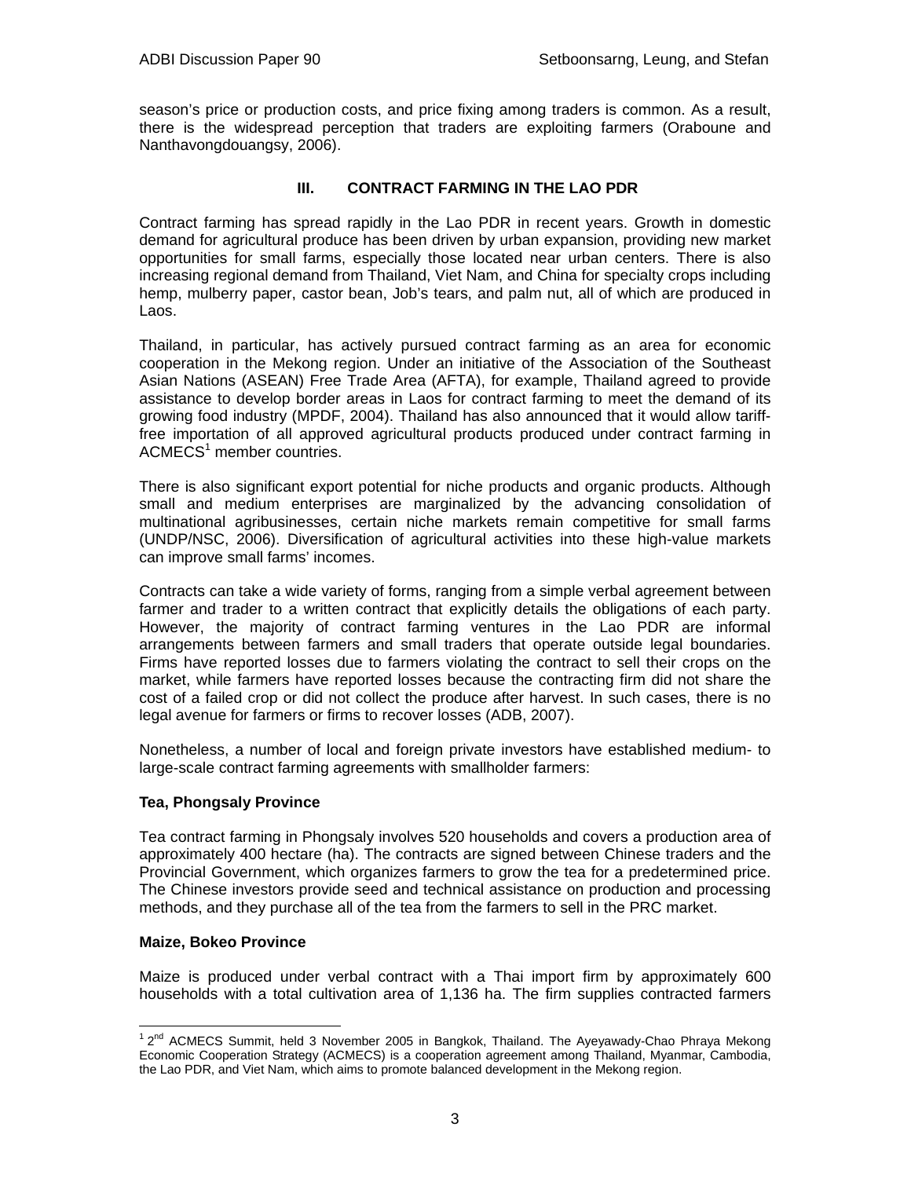season's price or production costs, and price fixing among traders is common. As a result, there is the widespread perception that traders are exploiting farmers (Oraboune and Nanthavongdouangsy, 2006).

## III. CONTRACT FARMING IN THE LAO PDR

Contract farming has spread rapidly in the Lao PDR in recent years. Growth in domestic demand for agricultural produce has been driven by urban expansion, providing new market opportunities for small farms, especially those located near urban centers. There is also increasing regional demand from Thailand, Viet Nam, and China for specialty crops including hemp, mulberry paper, castor bean, Job's tears, and palm nut, all of which are produced in Laos.

Thailand, in particular, has actively pursued contract farming as an area for economic cooperation in the Mekong region. Under an initiative of the Association of the Southeast Asian Nations (ASEAN) Free Trade Area (AFTA), for example, Thailand agreed to provide assistance to develop border areas in Laos for contract farming to meet the demand of its growing food industry (MPDF, 2004). Thailand has also announced that it would allow tariff-free importation of all approved agricultural products produced under contract farming in ACMECS[1] member countries.

There is also significant export potential for niche products and organic products. Although small and medium enterprises are marginalized by the advancing consolidation of multinational agribusinesses, certain niche markets remain competitive for small farms (UNDP/NSC, 2006). Diversification of agricultural activities into these high-value markets can improve small farms' incomes.

Contracts can take a wide variety of forms, ranging from a simple verbal agreement between farmer and trader to a written contract that explicitly details the obligations of each party. However, the majority of contract farming ventures in the Lao PDR are informal arrangements between farmers and small traders that operate outside legal boundaries. Firms have reported losses due to farmers violating the contract to sell their crops on the market, while farmers have reported losses because the contracting firm did not share the cost of a failed crop or did not collect the produce after harvest. In such cases, there is no legal avenue for farmers or firms to recover losses (ADB, 2007).

Nonetheless, a number of local and foreign private investors have established medium- to large-scale contract farming agreements with smallholder farmers:

**Tea, Phongsaly Province**

Tea contract farming in Phongsaly involves 520 households and covers a production area of approximately 400 hectare (ha). The contracts are signed between Chinese traders and the Provincial Government, which organizes farmers to grow the tea for a predetermined price. The Chinese investors provide seed and technical assistance on production and processing methods, and they purchase all of the tea from the farmers to sell in the PRC market.

**Maize, Bokeo Province**

Maize is produced under verbal contract with a Thai import firm by approximately 600 households with a total cultivation area of 1,136 ha. The firm supplies contracted farmers

[1] 2nd ACMECS Summit, held 3 November 2005 in Bangkok, Thailand. The Ayeyawady-Chao Phraya Mekong Economic Cooperation Strategy (ACMECS) is a cooperation agreement among Thailand, Myanmar, Cambodia, the Lao PDR, and Viet Nam, which aims to promote balanced development in the Mekong region.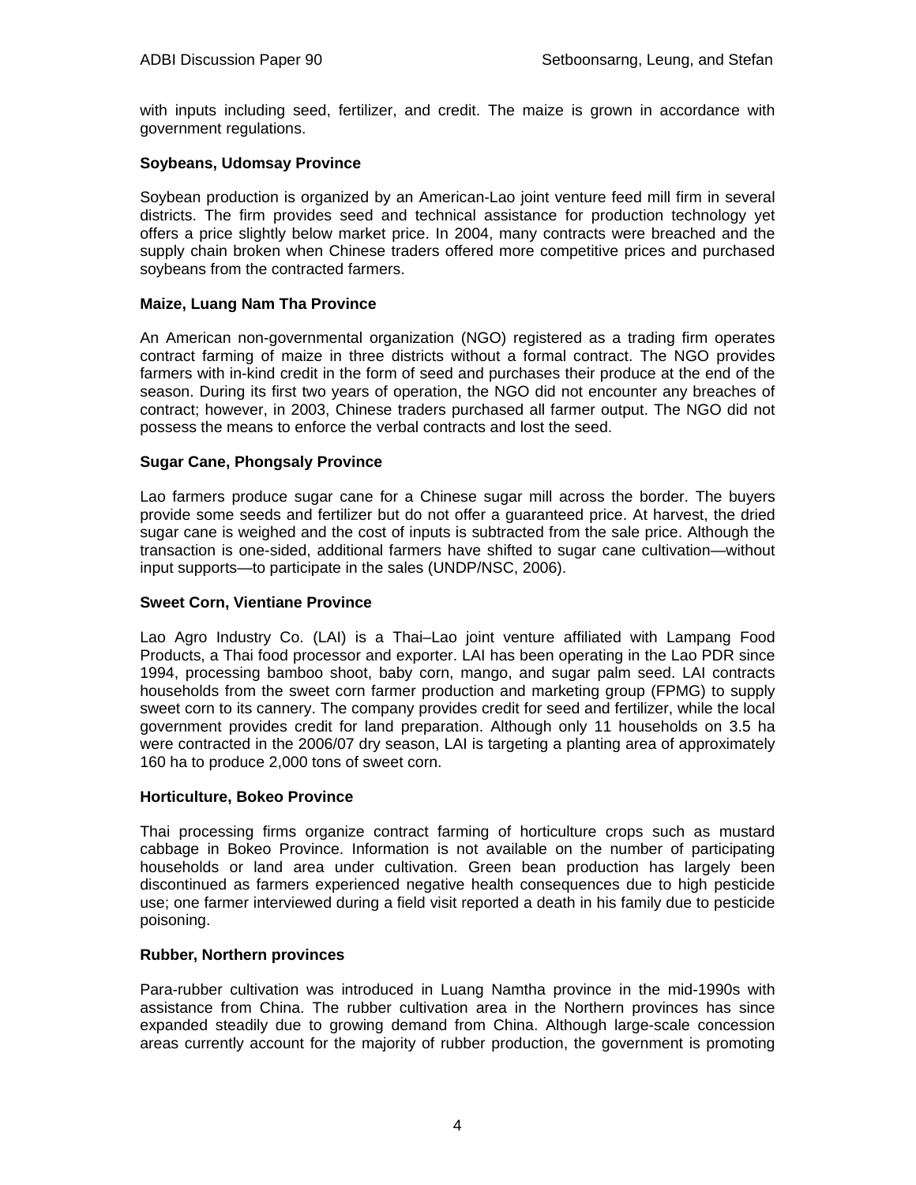with inputs including seed, fertilizer, and credit. The maize is grown in accordance with government regulations.

**Soybeans, Udomsay Province**

Soybean production is organized by an American-Lao joint venture feed mill firm in several districts. The firm provides seed and technical assistance for production technology yet offers a price slightly below market price. In 2004, many contracts were breached and the supply chain broken when Chinese traders offered more competitive prices and purchased soybeans from the contracted farmers.

**Maize, Luang Nam Tha Province**

An American non-governmental organization (NGO) registered as a trading firm operates contract farming of maize in three districts without a formal contract. The NGO provides farmers with in-kind credit in the form of seed and purchases their produce at the end of the season. During its first two years of operation, the NGO did not encounter any breaches of contract; however, in 2003, Chinese traders purchased all farmer output. The NGO did not possess the means to enforce the verbal contracts and lost the seed.

**Sugar Cane, Phongsaly Province**

Lao farmers produce sugar cane for a Chinese sugar mill across the border. The buyers provide some seeds and fertilizer but do not offer a guaranteed price. At harvest, the dried sugar cane is weighed and the cost of inputs is subtracted from the sale price. Although the transaction is one-sided, additional farmers have shifted to sugar cane cultivation—without input supports—to participate in the sales (UNDP/NSC, 2006).

**Sweet Corn, Vientiane Province**

Lao Agro Industry Co. (LAI) is a Thai–Lao joint venture affiliated with Lampang Food Products, a Thai food processor and exporter. LAI has been operating in the Lao PDR since 1994, processing bamboo shoot, baby corn, mango, and sugar palm seed. LAI contracts households from the sweet corn farmer production and marketing group (FPMG) to supply sweet corn to its cannery. The company provides credit for seed and fertilizer, while the local government provides credit for land preparation. Although only 11 households on 3.5 ha were contracted in the 2006/07 dry season, LAI is targeting a planting area of approximately 160 ha to produce 2,000 tons of sweet corn.

**Horticulture, Bokeo Province**

Thai processing firms organize contract farming of horticulture crops such as mustard cabbage in Bokeo Province. Information is not available on the number of participating households or land area under cultivation. Green bean production has largely been discontinued as farmers experienced negative health consequences due to high pesticide use; one farmer interviewed during a field visit reported a death in his family due to pesticide poisoning.

**Rubber, Northern provinces**

Para-rubber cultivation was introduced in Luang Namtha province in the mid-1990s with assistance from China. The rubber cultivation area in the Northern provinces has since expanded steadily due to growing demand from China. Although large-scale concession areas currently account for the majority of rubber production, the government is promoting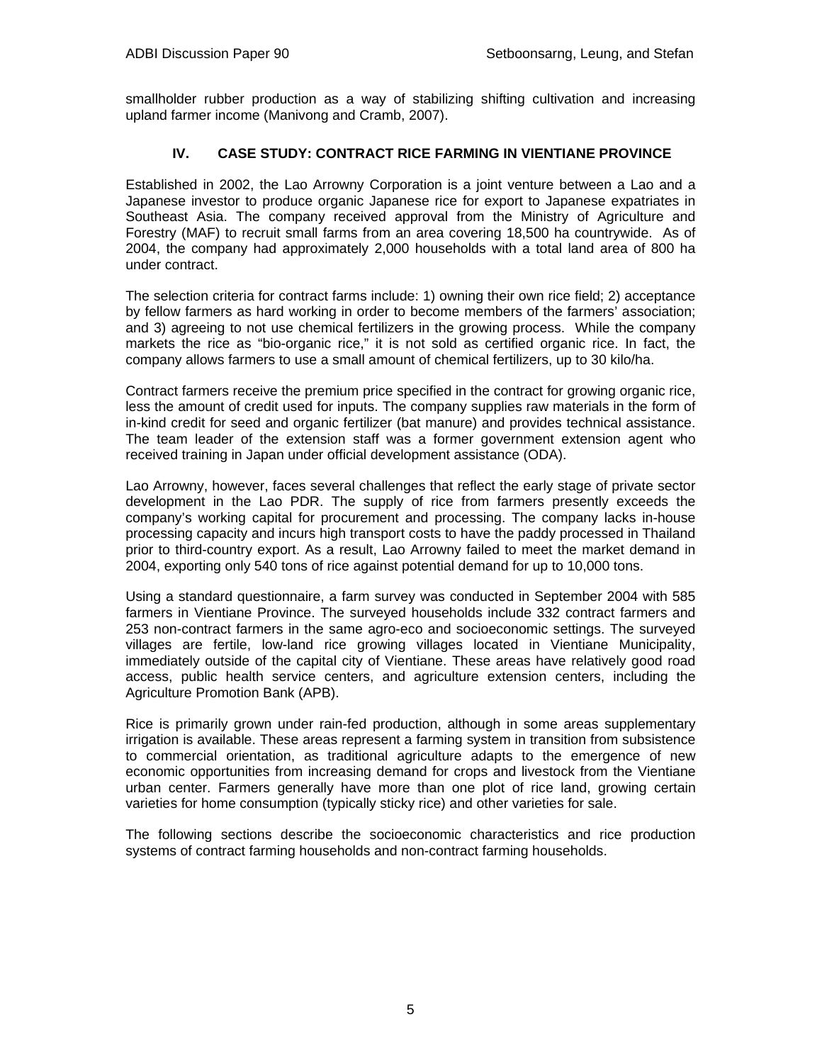smallholder rubber production as a way of stabilizing shifting cultivation and increasing upland farmer income (Manivong and Cramb, 2007).

## IV. CASE STUDY: CONTRACT RICE FARMING IN VIENTIANE PROVINCE

Established in 2002, the Lao Arrowny Corporation is a joint venture between a Lao and a Japanese investor to produce organic Japanese rice for export to Japanese expatriates in Southeast Asia. The company received approval from the Ministry of Agriculture and Forestry (MAF) to recruit small farms from an area covering 18,500 ha countrywide. As of 2004, the company had approximately 2,000 households with a total land area of 800 ha under contract.

The selection criteria for contract farms include: 1) owning their own rice field; 2) acceptance by fellow farmers as hard working in order to become members of the farmers' association; and 3) agreeing to not use chemical fertilizers in the growing process. While the company markets the rice as "bio-organic rice," it is not sold as certified organic rice. In fact, the company allows farmers to use a small amount of chemical fertilizers, up to 30 kilo/ha.

Contract farmers receive the premium price specified in the contract for growing organic rice, less the amount of credit used for inputs. The company supplies raw materials in the form of in-kind credit for seed and organic fertilizer (bat manure) and provides technical assistance. The team leader of the extension staff was a former government extension agent who received training in Japan under official development assistance (ODA).

Lao Arrowny, however, faces several challenges that reflect the early stage of private sector development in the Lao PDR. The supply of rice from farmers presently exceeds the company's working capital for procurement and processing. The company lacks in-house processing capacity and incurs high transport costs to have the paddy processed in Thailand prior to third-country export. As a result, Lao Arrowny failed to meet the market demand in 2004, exporting only 540 tons of rice against potential demand for up to 10,000 tons.

Using a standard questionnaire, a farm survey was conducted in September 2004 with 585 farmers in Vientiane Province. The surveyed households include 332 contract farmers and 253 non-contract farmers in the same agro-eco and socioeconomic settings. The surveyed villages are fertile, low-land rice growing villages located in Vientiane Municipality, immediately outside of the capital city of Vientiane. These areas have relatively good road access, public health service centers, and agriculture extension centers, including the Agriculture Promotion Bank (APB).

Rice is primarily grown under rain-fed production, although in some areas supplementary irrigation is available. These areas represent a farming system in transition from subsistence to commercial orientation, as traditional agriculture adapts to the emergence of new economic opportunities from increasing demand for crops and livestock from the Vientiane urban center. Farmers generally have more than one plot of rice land, growing certain varieties for home consumption (typically sticky rice) and other varieties for sale.

The following sections describe the socioeconomic characteristics and rice production systems of contract farming households and non-contract farming households.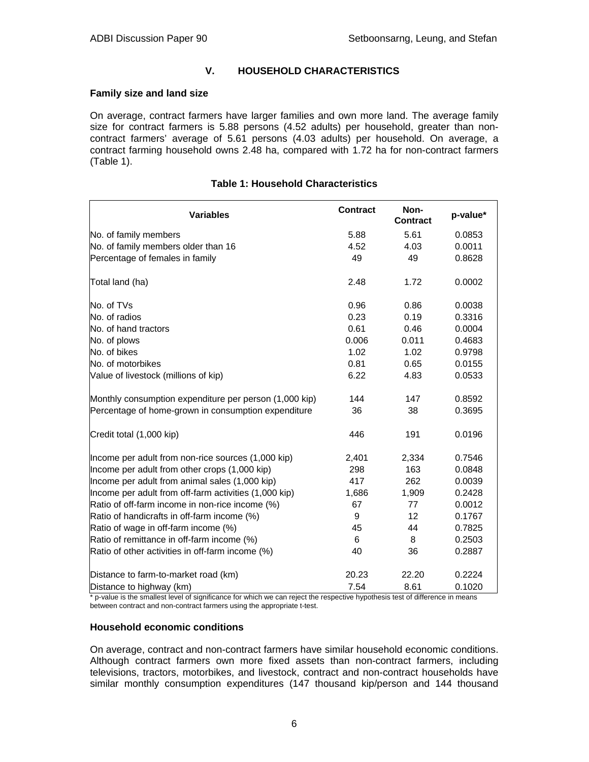## V. HOUSEHOLD CHARACTERISTICS

### Family size and land size

On average, contract farmers have larger families and own more land. The average family size for contract farmers is 5.88 persons (4.52 adults) per household, greater than non-contract farmers' average of 5.61 persons (4.03 adults) per household. On average, a contract farming household owns 2.48 ha, compared with 1.72 ha for non-contract farmers (Table 1).

**Table 1: Household Characteristics**

| Variables | Contract | Non-Contract | p-value* |
|---|---|---|---|
| No. of family members | 5.88 | 5.61 | 0.0853 |
| No. of family members older than 16 | 4.52 | 4.03 | 0.0011 |
| Percentage of females in family | 49 | 49 | 0.8628 |
| Total land (ha) | 2.48 | 1.72 | 0.0002 |
| No. of TVs | 0.96 | 0.86 | 0.0038 |
| No. of radios | 0.23 | 0.19 | 0.3316 |
| No. of hand tractors | 0.61 | 0.46 | 0.0004 |
| No. of plows | 0.006 | 0.011 | 0.4683 |
| No. of bikes | 1.02 | 1.02 | 0.9798 |
| No. of motorbikes | 0.81 | 0.65 | 0.0155 |
| Value of livestock (millions of kip) | 6.22 | 4.83 | 0.0533 |
| Monthly consumption expenditure per person (1,000 kip) | 144 | 147 | 0.8592 |
| Percentage of home-grown in consumption expenditure | 36 | 38 | 0.3695 |
| Credit total (1,000 kip) | 446 | 191 | 0.0196 |
| Income per adult from non-rice sources (1,000 kip) | 2,401 | 2,334 | 0.7546 |
| Income per adult from other crops (1,000 kip) | 298 | 163 | 0.0848 |
| Income per adult from animal sales (1,000 kip) | 417 | 262 | 0.0039 |
| Income per adult from off-farm activities (1,000 kip) | 1,686 | 1,909 | 0.2428 |
| Ratio of off-farm income in non-rice income (%) | 67 | 77 | 0.0012 |
| Ratio of handicrafts in off-farm income (%) | 9 | 12 | 0.1767 |
| Ratio of wage in off-farm income (%) | 45 | 44 | 0.7825 |
| Ratio of remittance in off-farm income (%) | 6 | 8 | 0.2503 |
| Ratio of other activities in off-farm income (%) | 40 | 36 | 0.2887 |
| Distance to farm-to-market road (km) | 20.23 | 22.20 | 0.2224 |
| Distance to highway (km) | 7.54 | 8.61 | 0.1020 |

\* p-value is the smallest level of significance for which we can reject the respective hypothesis test of difference in means between contract and non-contract farmers using the appropriate t-test.

### Household economic conditions

On average, contract and non-contract farmers have similar household economic conditions. Although contract farmers own more fixed assets than non-contract farmers, including televisions, tractors, motorbikes, and livestock, contract and non-contract households have similar monthly consumption expenditures (147 thousand kip/person and 144 thousand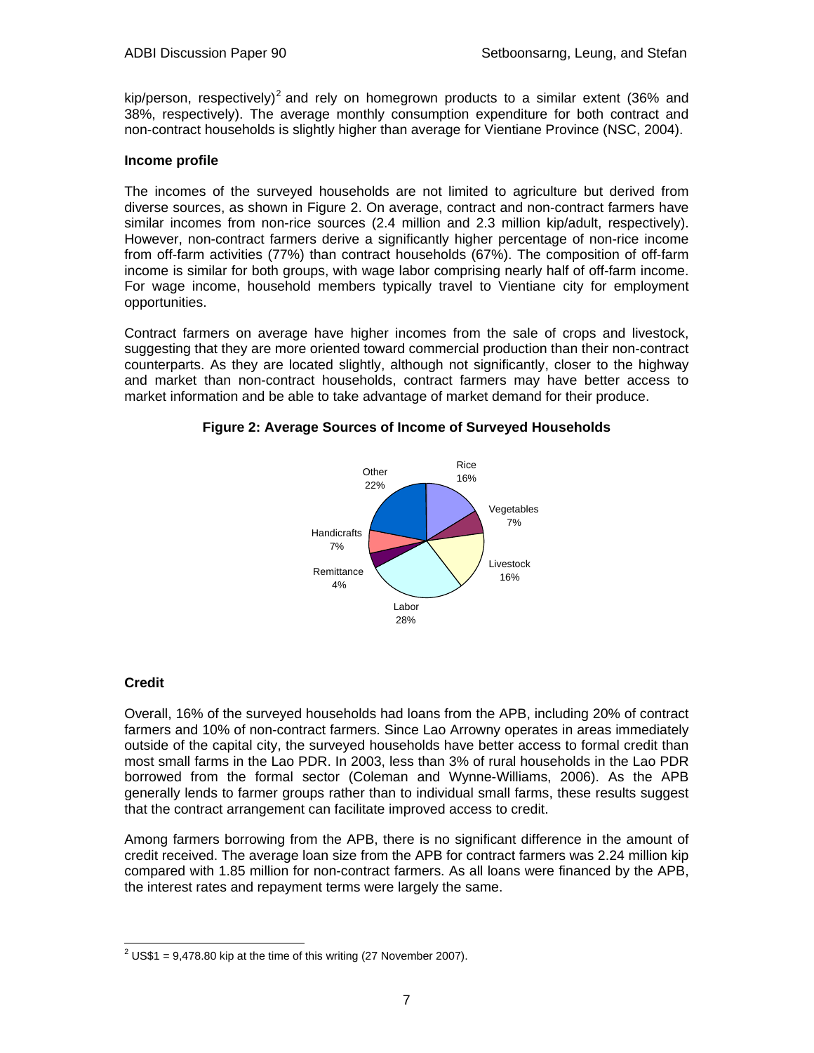kip/person, respectively)[2] and rely on homegrown products to a similar extent (36% and 38%, respectively). The average monthly consumption expenditure for both contract and non-contract households is slightly higher than average for Vientiane Province (NSC, 2004).

**Income profile**

The incomes of the surveyed households are not limited to agriculture but derived from diverse sources, as shown in Figure 2. On average, contract and non-contract farmers have similar incomes from non-rice sources (2.4 million and 2.3 million kip/adult, respectively). However, non-contract farmers derive a significantly higher percentage of non-rice income from off-farm activities (77%) than contract households (67%). The composition of off-farm income is similar for both groups, with wage labor comprising nearly half of off-farm income. For wage income, household members typically travel to Vientiane city for employment opportunities.

Contract farmers on average have higher incomes from the sale of crops and livestock, suggesting that they are more oriented toward commercial production than their non-contract counterparts. As they are located slightly, although not significantly, closer to the highway and market than non-contract households, contract farmers may have better access to market information and be able to take advantage of market demand for their produce.

**Figure 2: Average Sources of Income of Surveyed Households**

| Source | Share |
|---|---|
| Rice | 16% |
| Vegetables | 7% |
| Livestock | 16% |
| Labor | 28% |
| Remittance | 4% |
| Handicrafts | 7% |
| Other | 22% |

**Credit**

Overall, 16% of the surveyed households had loans from the APB, including 20% of contract farmers and 10% of non-contract farmers. Since Lao Arrowny operates in areas immediately outside of the capital city, the surveyed households have better access to formal credit than most small farms in the Lao PDR. In 2003, less than 3% of rural households in the Lao PDR borrowed from the formal sector (Coleman and Wynne-Williams, 2006). As the APB generally lends to farmer groups rather than to individual small farms, these results suggest that the contract arrangement can facilitate improved access to credit.

Among farmers borrowing from the APB, there is no significant difference in the amount of credit received. The average loan size from the APB for contract farmers was 2.24 million kip compared with 1.85 million for non-contract farmers. As all loans were financed by the APB, the interest rates and repayment terms were largely the same.

[2] US$1 = 9,478.80 kip at the time of this writing (27 November 2007).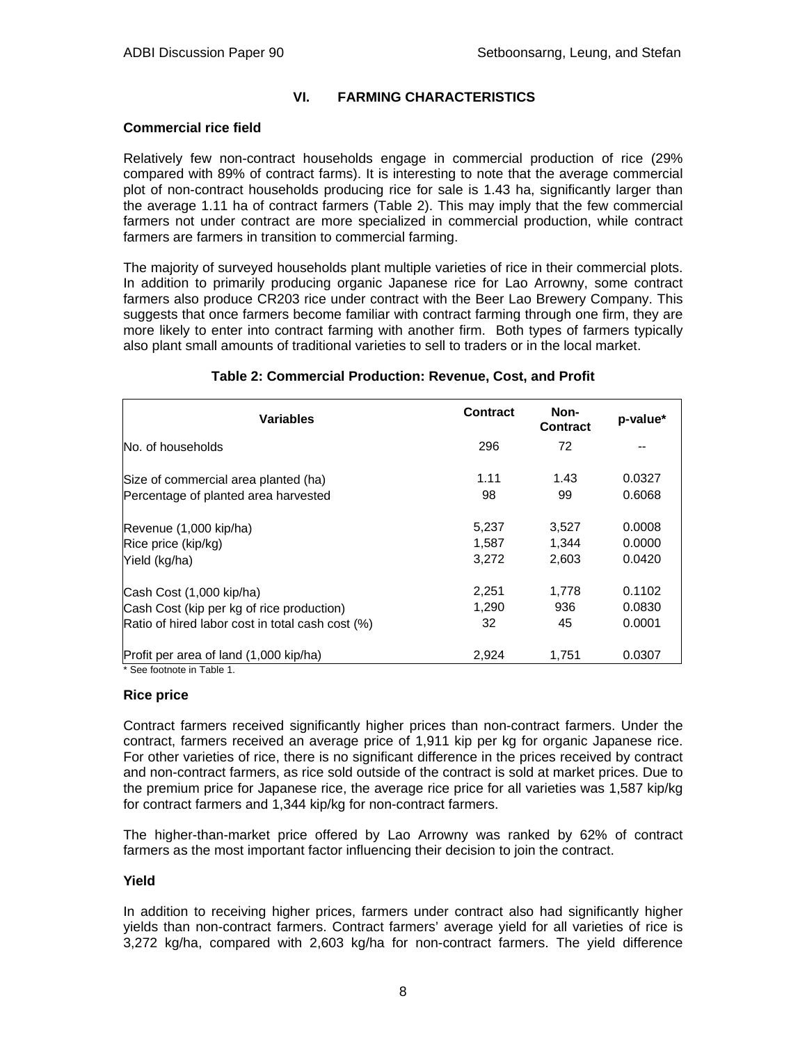## VI. FARMING CHARACTERISTICS

### Commercial rice field

Relatively few non-contract households engage in commercial production of rice (29% compared with 89% of contract farms). It is interesting to note that the average commercial plot of non-contract households producing rice for sale is 1.43 ha, significantly larger than the average 1.11 ha of contract farmers (Table 2). This may imply that the few commercial farmers not under contract are more specialized in commercial production, while contract farmers are farmers in transition to commercial farming.

The majority of surveyed households plant multiple varieties of rice in their commercial plots. In addition to primarily producing organic Japanese rice for Lao Arrowny, some contract farmers also produce CR203 rice under contract with the Beer Lao Brewery Company. This suggests that once farmers become familiar with contract farming through one firm, they are more likely to enter into contract farming with another firm. Both types of farmers typically also plant small amounts of traditional varieties to sell to traders or in the local market.

**Table 2: Commercial Production: Revenue, Cost, and Profit**

| Variables | Contract | Non-Contract | p-value* |
|---|---|---|---|
| No. of households | 296 | 72 | -- |
| Size of commercial area planted (ha) | 1.11 | 1.43 | 0.0327 |
| Percentage of planted area harvested | 98 | 99 | 0.6068 |
| Revenue (1,000 kip/ha) | 5,237 | 3,527 | 0.0008 |
| Rice price (kip/kg) | 1,587 | 1,344 | 0.0000 |
| Yield (kg/ha) | 3,272 | 2,603 | 0.0420 |
| Cash Cost (1,000 kip/ha) | 2,251 | 1,778 | 0.1102 |
| Cash Cost (kip per kg of rice production) | 1,290 | 936 | 0.0830 |
| Ratio of hired labor cost in total cash cost (%) | 32 | 45 | 0.0001 |
| Profit per area of land (1,000 kip/ha) | 2,924 | 1,751 | 0.0307 |

* See footnote in Table 1.

### Rice price

Contract farmers received significantly higher prices than non-contract farmers. Under the contract, farmers received an average price of 1,911 kip per kg for organic Japanese rice. For other varieties of rice, there is no significant difference in the prices received by contract and non-contract farmers, as rice sold outside of the contract is sold at market prices. Due to the premium price for Japanese rice, the average rice price for all varieties was 1,587 kip/kg for contract farmers and 1,344 kip/kg for non-contract farmers.

The higher-than-market price offered by Lao Arrowny was ranked by 62% of contract farmers as the most important factor influencing their decision to join the contract.

### Yield

In addition to receiving higher prices, farmers under contract also had significantly higher yields than non-contract farmers. Contract farmers' average yield for all varieties of rice is 3,272 kg/ha, compared with 2,603 kg/ha for non-contract farmers. The yield difference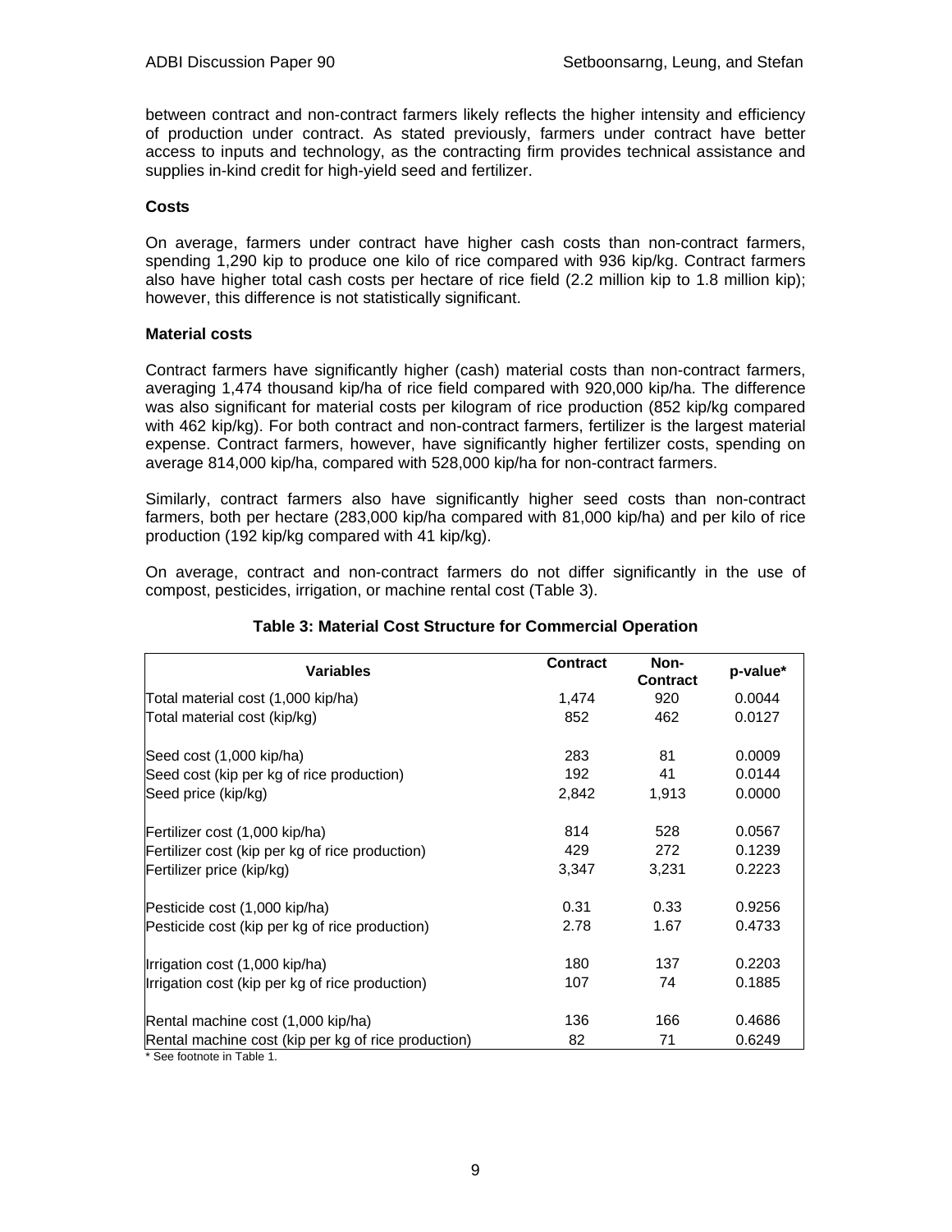between contract and non-contract farmers likely reflects the higher intensity and efficiency of production under contract. As stated previously, farmers under contract have better access to inputs and technology, as the contracting firm provides technical assistance and supplies in-kind credit for high-yield seed and fertilizer.

**Costs**

On average, farmers under contract have higher cash costs than non-contract farmers, spending 1,290 kip to produce one kilo of rice compared with 936 kip/kg. Contract farmers also have higher total cash costs per hectare of rice field (2.2 million kip to 1.8 million kip); however, this difference is not statistically significant.

**Material costs**

Contract farmers have significantly higher (cash) material costs than non-contract farmers, averaging 1,474 thousand kip/ha of rice field compared with 920,000 kip/ha. The difference was also significant for material costs per kilogram of rice production (852 kip/kg compared with 462 kip/kg). For both contract and non-contract farmers, fertilizer is the largest material expense. Contract farmers, however, have significantly higher fertilizer costs, spending on average 814,000 kip/ha, compared with 528,000 kip/ha for non-contract farmers.

Similarly, contract farmers also have significantly higher seed costs than non-contract farmers, both per hectare (283,000 kip/ha compared with 81,000 kip/ha) and per kilo of rice production (192 kip/kg compared with 41 kip/kg).

On average, contract and non-contract farmers do not differ significantly in the use of compost, pesticides, irrigation, or machine rental cost (Table 3).

**Table 3: Material Cost Structure for Commercial Operation**

| Variables | Contract | Non-Contract | p-value* |
|---|---|---|---|
| Total material cost (1,000 kip/ha) | 1,474 | 920 | 0.0044 |
| Total material cost (kip/kg) | 852 | 462 | 0.0127 |
| Seed cost (1,000 kip/ha) | 283 | 81 | 0.0009 |
| Seed cost (kip per kg of rice production) | 192 | 41 | 0.0144 |
| Seed price (kip/kg) | 2,842 | 1,913 | 0.0000 |
| Fertilizer cost (1,000 kip/ha) | 814 | 528 | 0.0567 |
| Fertilizer cost (kip per kg of rice production) | 429 | 272 | 0.1239 |
| Fertilizer price (kip/kg) | 3,347 | 3,231 | 0.2223 |
| Pesticide cost (1,000 kip/ha) | 0.31 | 0.33 | 0.9256 |
| Pesticide cost (kip per kg of rice production) | 2.78 | 1.67 | 0.4733 |
| Irrigation cost (1,000 kip/ha) | 180 | 137 | 0.2203 |
| Irrigation cost (kip per kg of rice production) | 107 | 74 | 0.1885 |
| Rental machine cost (1,000 kip/ha) | 136 | 166 | 0.4686 |
| Rental machine cost (kip per kg of rice production) | 82 | 71 | 0.6249 |

* See footnote in Table 1.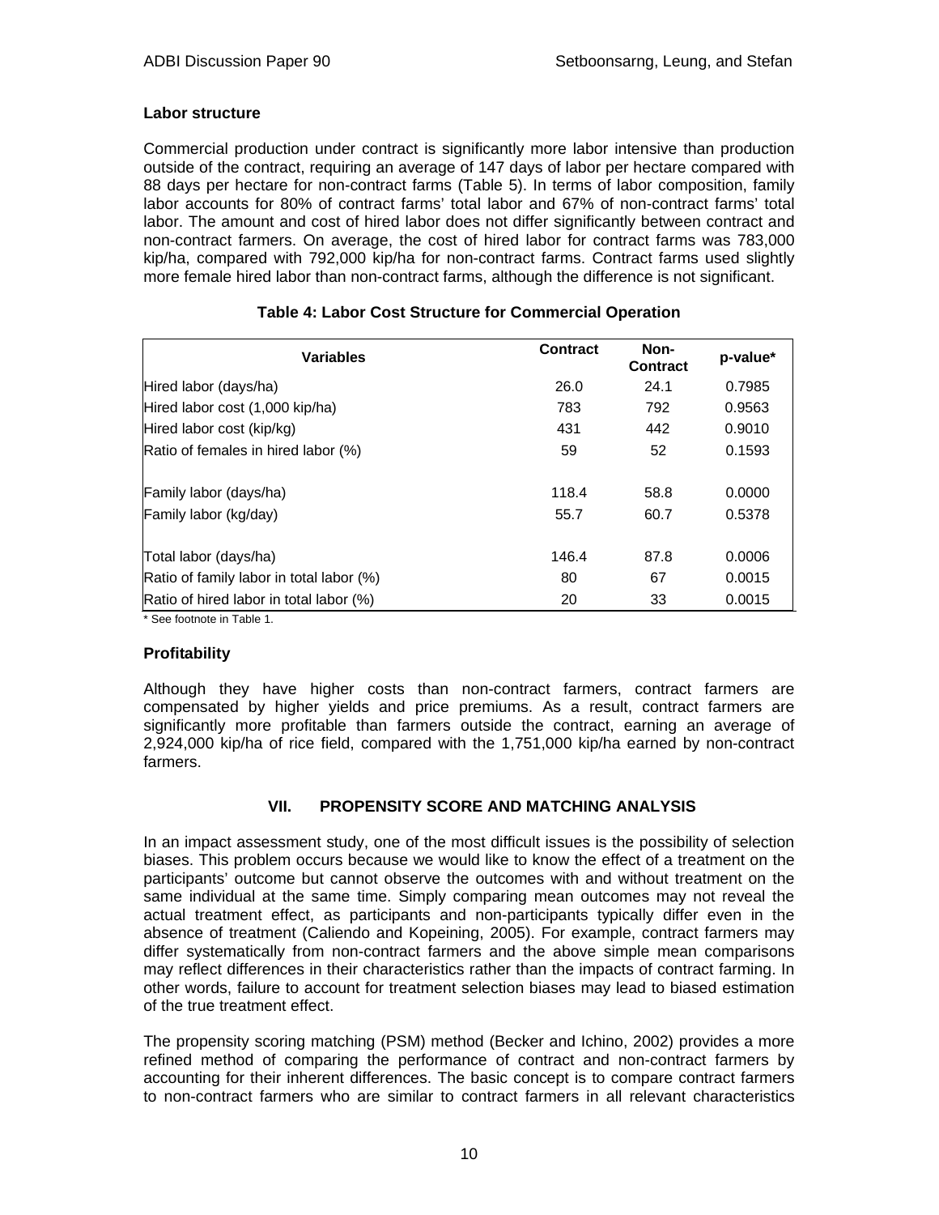### Labor structure

Commercial production under contract is significantly more labor intensive than production outside of the contract, requiring an average of 147 days of labor per hectare compared with 88 days per hectare for non-contract farms (Table 5). In terms of labor composition, family labor accounts for 80% of contract farms' total labor and 67% of non-contract farms' total labor. The amount and cost of hired labor does not differ significantly between contract and non-contract farmers. On average, the cost of hired labor for contract farms was 783,000 kip/ha, compared with 792,000 kip/ha for non-contract farms. Contract farms used slightly more female hired labor than non-contract farms, although the difference is not significant.

**Table 4: Labor Cost Structure for Commercial Operation**

| Variables | Contract | Non-Contract | p-value* |
|---|---|---|---|
| Hired labor (days/ha) | 26.0 | 24.1 | 0.7985 |
| Hired labor cost (1,000 kip/ha) | 783 | 792 | 0.9563 |
| Hired labor cost (kip/kg) | 431 | 442 | 0.9010 |
| Ratio of females in hired labor (%) | 59 | 52 | 0.1593 |
| Family labor (days/ha) | 118.4 | 58.8 | 0.0000 |
| Family labor (kg/day) | 55.7 | 60.7 | 0.5378 |
| Total labor (days/ha) | 146.4 | 87.8 | 0.0006 |
| Ratio of family labor in total labor (%) | 80 | 67 | 0.0015 |
| Ratio of hired labor in total labor (%) | 20 | 33 | 0.0015 |

* See footnote in Table 1.

### Profitability

Although they have higher costs than non-contract farmers, contract farmers are compensated by higher yields and price premiums. As a result, contract farmers are significantly more profitable than farmers outside the contract, earning an average of 2,924,000 kip/ha of rice field, compared with the 1,751,000 kip/ha earned by non-contract farmers.

## VII. PROPENSITY SCORE AND MATCHING ANALYSIS

In an impact assessment study, one of the most difficult issues is the possibility of selection biases. This problem occurs because we would like to know the effect of a treatment on the participants' outcome but cannot observe the outcomes with and without treatment on the same individual at the same time. Simply comparing mean outcomes may not reveal the actual treatment effect, as participants and non-participants typically differ even in the absence of treatment (Caliendo and Kopeining, 2005). For example, contract farmers may differ systematically from non-contract farmers and the above simple mean comparisons may reflect differences in their characteristics rather than the impacts of contract farming. In other words, failure to account for treatment selection biases may lead to biased estimation of the true treatment effect.

The propensity scoring matching (PSM) method (Becker and Ichino, 2002) provides a more refined method of comparing the performance of contract and non-contract farmers by accounting for their inherent differences. The basic concept is to compare contract farmers to non-contract farmers who are similar to contract farmers in all relevant characteristics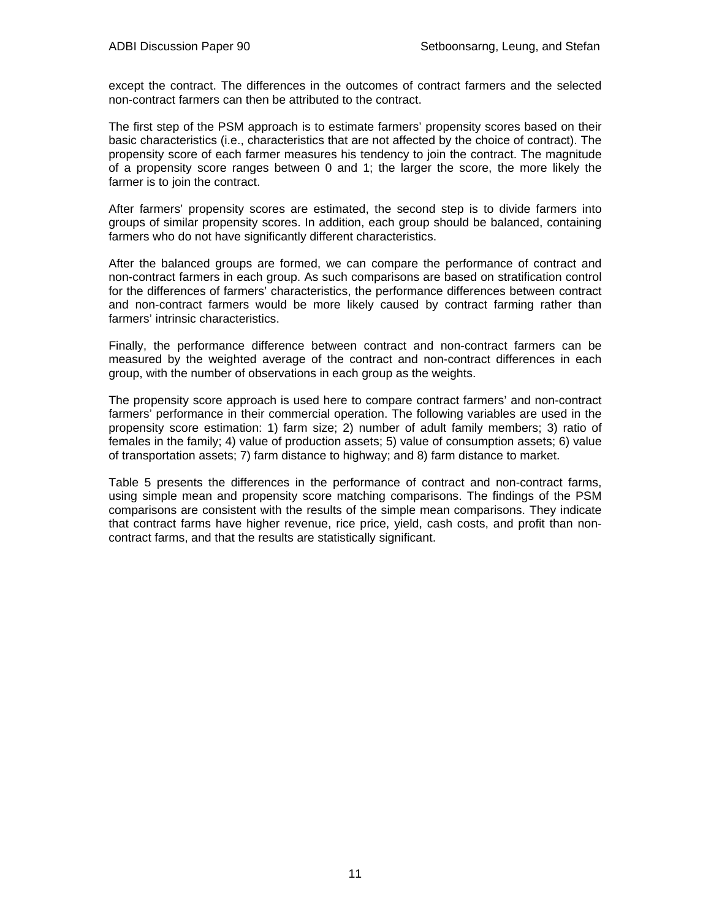except the contract. The differences in the outcomes of contract farmers and the selected non-contract farmers can then be attributed to the contract.

The first step of the PSM approach is to estimate farmers' propensity scores based on their basic characteristics (i.e., characteristics that are not affected by the choice of contract). The propensity score of each farmer measures his tendency to join the contract. The magnitude of a propensity score ranges between 0 and 1; the larger the score, the more likely the farmer is to join the contract.

After farmers' propensity scores are estimated, the second step is to divide farmers into groups of similar propensity scores. In addition, each group should be balanced, containing farmers who do not have significantly different characteristics.

After the balanced groups are formed, we can compare the performance of contract and non-contract farmers in each group. As such comparisons are based on stratification control for the differences of farmers' characteristics, the performance differences between contract and non-contract farmers would be more likely caused by contract farming rather than farmers' intrinsic characteristics.

Finally, the performance difference between contract and non-contract farmers can be measured by the weighted average of the contract and non-contract differences in each group, with the number of observations in each group as the weights.

The propensity score approach is used here to compare contract farmers' and non-contract farmers' performance in their commercial operation. The following variables are used in the propensity score estimation: 1) farm size; 2) number of adult family members; 3) ratio of females in the family; 4) value of production assets; 5) value of consumption assets; 6) value of transportation assets; 7) farm distance to highway; and 8) farm distance to market.

Table 5 presents the differences in the performance of contract and non-contract farms, using simple mean and propensity score matching comparisons. The findings of the PSM comparisons are consistent with the results of the simple mean comparisons. They indicate that contract farms have higher revenue, rice price, yield, cash costs, and profit than non-contract farms, and that the results are statistically significant.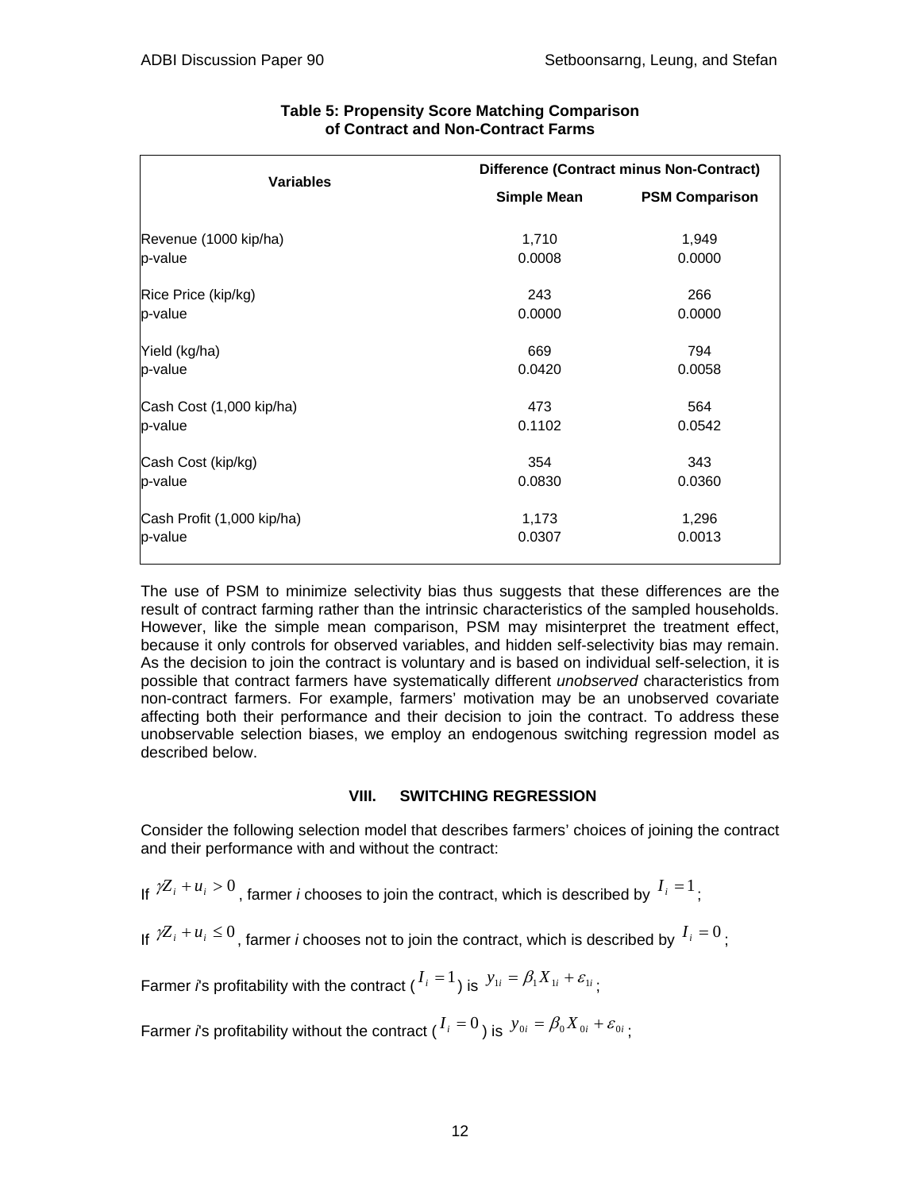**Table 5: Propensity Score Matching Comparison of Contract and Non-Contract Farms**

| Variables | Difference (Contract minus Non-Contract) | |
|---|---|---|
| | **Simple Mean** | **PSM Comparison** |
| Revenue (1000 kip/ha) | 1,710 | 1,949 |
| p-value | 0.0008 | 0.0000 |
| Rice Price (kip/kg) | 243 | 266 |
| p-value | 0.0000 | 0.0000 |
| Yield (kg/ha) | 669 | 794 |
| p-value | 0.0420 | 0.0058 |
| Cash Cost (1,000 kip/ha) | 473 | 564 |
| p-value | 0.1102 | 0.0542 |
| Cash Cost (kip/kg) | 354 | 343 |
| p-value | 0.0830 | 0.0360 |
| Cash Profit (1,000 kip/ha) | 1,173 | 1,296 |
| p-value | 0.0307 | 0.0013 |

The use of PSM to minimize selectivity bias thus suggests that these differences are the result of contract farming rather than the intrinsic characteristics of the sampled households. However, like the simple mean comparison, PSM may misinterpret the treatment effect, because it only controls for observed variables, and hidden self-selectivity bias may remain. As the decision to join the contract is voluntary and is based on individual self-selection, it is possible that contract farmers have systematically different *unobserved* characteristics from non-contract farmers. For example, farmers' motivation may be an unobserved covariate affecting both their performance and their decision to join the contract. To address these unobservable selection biases, we employ an endogenous switching regression model as described below.

## VIII. SWITCHING REGRESSION

Consider the following selection model that describes farmers' choices of joining the contract and their performance with and without the contract:

If $\gamma Z_i + u_i > 0$, farmer *i* chooses to join the contract, which is described by $I_i = 1$;

If $\gamma Z_i + u_i \leq 0$, farmer *i* chooses not to join the contract, which is described by $I_i = 0$;

Farmer *i*'s profitability with the contract ($I_i = 1$) is $y_{1i} = \beta_1 X_{1i} + \varepsilon_{1i}$;

Farmer *i*'s profitability without the contract ($I_i = 0$) is $y_{0i} = \beta_0 X_{0i} + \varepsilon_{0i}$;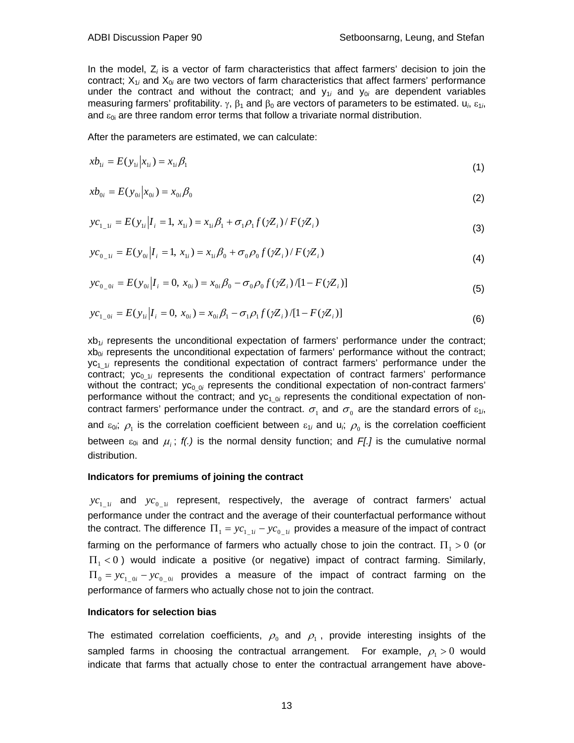In the model, $Z_i$ is a vector of farm characteristics that affect farmers' decision to join the contract; $X_{1i}$ and $X_{0i}$ are two vectors of farm characteristics that affect farmers' performance under the contract and without the contract; and $y_{1i}$ and $y_{0i}$ are dependent variables measuring farmers' profitability. $\gamma$, $\beta_1$ and $\beta_0$ are vectors of parameters to be estimated. $u_i$, $\varepsilon_{1i}$, and $\varepsilon_{0i}$ are three random error terms that follow a trivariate normal distribution.

After the parameters are estimated, we can calculate:

$$xb_{1i} = E(y_{1i} | x_{1i}) = x_{1i}\beta_1 \tag{1}$$

$$xb_{0i} = E(y_{0i} | x_{0i}) = x_{0i}\beta_0 \tag{2}$$

$$yc_{1\_1i} = E(y_{1i} | I_i = 1, x_{1i}) = x_{1i}\beta_1 + \sigma_1\rho_1 f(\gamma Z_i)/F(\gamma Z_i) \tag{3}$$

$$yc_{0\_1i} = E(y_{0i} | I_i = 1, x_{1i}) = x_{1i}\beta_0 + \sigma_0\rho_0 f(\gamma Z_i)/F(\gamma Z_i) \tag{4}$$

$$yc_{0\_0i} = E(y_{0i} | I_i = 0, x_{0i}) = x_{0i}\beta_0 - \sigma_0\rho_0 f(\gamma Z_i)/[1 - F(\gamma Z_i)] \tag{5}$$

$$yc_{1\_0i} = E(y_{1i} | I_i = 0, x_{0i}) = x_{0i}\beta_1 - \sigma_1\rho_1 f(\gamma Z_i)/[1 - F(\gamma Z_i)] \tag{6}$$

$xb_{1i}$ represents the unconditional expectation of farmers' performance under the contract; $xb_{0i}$ represents the unconditional expectation of farmers' performance without the contract; $yc_{1\_1i}$ represents the conditional expectation of contract farmers' performance under the contract; $yc_{0\_1i}$ represents the conditional expectation of contract farmers' performance without the contract; $yc_{0\_0i}$ represents the conditional expectation of non-contract farmers' performance without the contract; and $yc_{1\_0i}$ represents the conditional expectation of non-contract farmers' performance under the contract. $\sigma_1$ and $\sigma_0$ are the standard errors of $\varepsilon_{1i}$, and $\varepsilon_{0i}$; $\rho_1$ is the correlation coefficient between $\varepsilon_{1i}$ and $u_i$; $\rho_0$ is the correlation coefficient between $\varepsilon_{0i}$ and $\mu_i$; *f(.)* is the normal density function; and *F[.]* is the cumulative normal distribution.

**Indicators for premiums of joining the contract**

$yc_{1\_1i}$ and $yc_{0\_1i}$ represent, respectively, the average of contract farmers' actual performance under the contract and the average of their counterfactual performance without the contract. The difference $\Pi_1 = yc_{1\_1i} - yc_{0\_1i}$ provides a measure of the impact of contract farming on the performance of farmers who actually chose to join the contract. $\Pi_1 > 0$ (or $\Pi_1 < 0$) would indicate a positive (or negative) impact of contract farming. Similarly, $\Pi_0 = yc_{1\_0i} - yc_{0\_0i}$ provides a measure of the impact of contract farming on the performance of farmers who actually chose not to join the contract.

**Indicators for selection bias**

The estimated correlation coefficients, $\rho_0$ and $\rho_1$, provide interesting insights of the sampled farms in choosing the contractual arrangement. For example, $\rho_1 > 0$ would indicate that farms that actually chose to enter the contractual arrangement have above-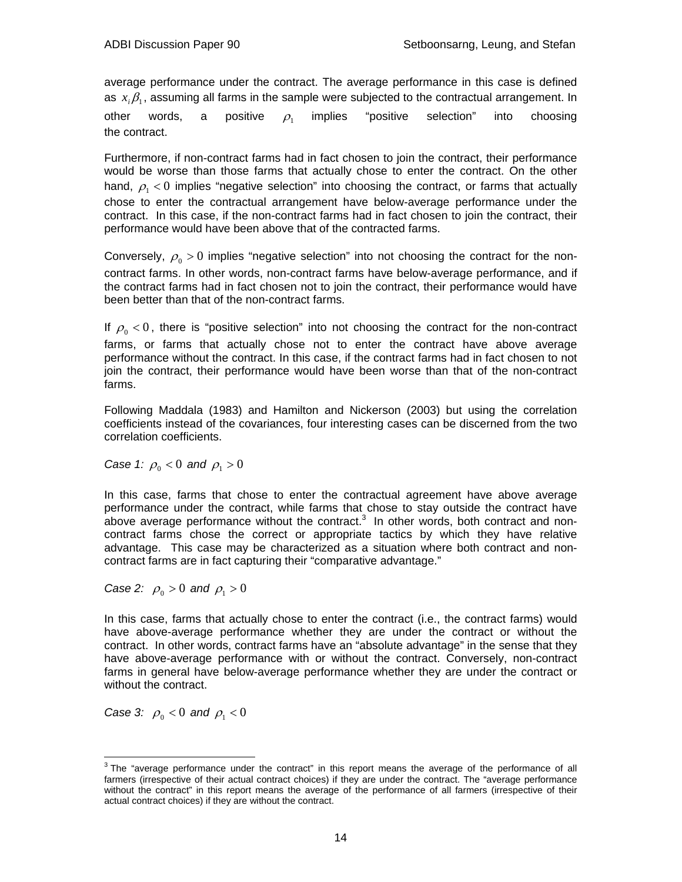average performance under the contract. The average performance in this case is defined as $x_i\beta_1$, assuming all farms in the sample were subjected to the contractual arrangement. In other words, a positive $\rho_1$ implies "positive selection" into choosing the contract.

Furthermore, if non-contract farms had in fact chosen to join the contract, their performance would be worse than those farms that actually chose to enter the contract. On the other hand, $\rho_1 < 0$ implies "negative selection" into choosing the contract, or farms that actually chose to enter the contractual arrangement have below-average performance under the contract. In this case, if the non-contract farms had in fact chosen to join the contract, their performance would have been above that of the contracted farms.

Conversely, $\rho_0 > 0$ implies "negative selection" into not choosing the contract for the non-contract farms. In other words, non-contract farms have below-average performance, and if the contract farms had in fact chosen not to join the contract, their performance would have been better than that of the non-contract farms.

If $\rho_0 < 0$, there is "positive selection" into not choosing the contract for the non-contract farms, or farms that actually chose not to enter the contract have above average performance without the contract. In this case, if the contract farms had in fact chosen to not join the contract, their performance would have been worse than that of the non-contract farms.

Following Maddala (1983) and Hamilton and Nickerson (2003) but using the correlation coefficients instead of the covariances, four interesting cases can be discerned from the two correlation coefficients.

*Case 1: $\rho_0 < 0$ and $\rho_1 > 0$*

In this case, farms that chose to enter the contractual agreement have above average performance under the contract, while farms that chose to stay outside the contract have above average performance without the contract.[3] In other words, both contract and non-contract farms chose the correct or appropriate tactics by which they have relative advantage. This case may be characterized as a situation where both contract and non-contract farms are in fact capturing their "comparative advantage."

*Case 2: $\rho_0 > 0$ and $\rho_1 > 0$*

In this case, farms that actually chose to enter the contract (i.e., the contract farms) would have above-average performance whether they are under the contract or without the contract. In other words, contract farms have an "absolute advantage" in the sense that they have above-average performance with or without the contract. Conversely, non-contract farms in general have below-average performance whether they are under the contract or without the contract.

*Case 3: $\rho_0 < 0$ and $\rho_1 < 0$*

[3] The "average performance under the contract" in this report means the average of the performance of all farmers (irrespective of their actual contract choices) if they are under the contract. The "average performance without the contract" in this report means the average of the performance of all farmers (irrespective of their actual contract choices) if they are without the contract.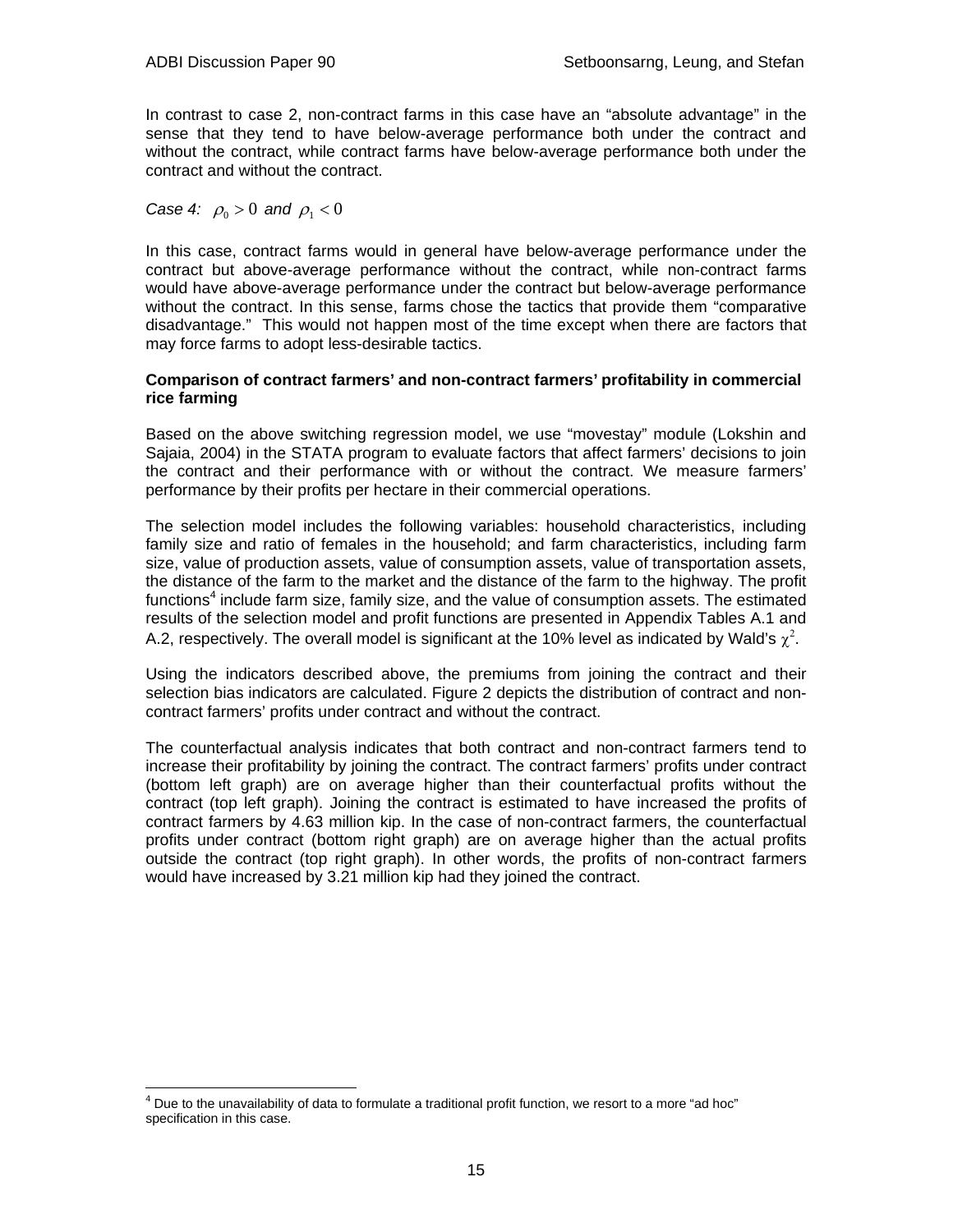In contrast to case 2, non-contract farms in this case have an "absolute advantage" in the sense that they tend to have below-average performance both under the contract and without the contract, while contract farms have below-average performance both under the contract and without the contract.

*Case 4:* $\rho_0 > 0$ *and* $\rho_1 < 0$

In this case, contract farms would in general have below-average performance under the contract but above-average performance without the contract, while non-contract farms would have above-average performance under the contract but below-average performance without the contract. In this sense, farms chose the tactics that provide them "comparative disadvantage." This would not happen most of the time except when there are factors that may force farms to adopt less-desirable tactics.

**Comparison of contract farmers' and non-contract farmers' profitability in commercial rice farming**

Based on the above switching regression model, we use "movestay" module (Lokshin and Sajaia, 2004) in the STATA program to evaluate factors that affect farmers' decisions to join the contract and their performance with or without the contract. We measure farmers' performance by their profits per hectare in their commercial operations.

The selection model includes the following variables: household characteristics, including family size and ratio of females in the household; and farm characteristics, including farm size, value of production assets, value of consumption assets, value of transportation assets, the distance of the farm to the market and the distance of the farm to the highway. The profit functions[4] include farm size, family size, and the value of consumption assets. The estimated results of the selection model and profit functions are presented in Appendix Tables A.1 and A.2, respectively. The overall model is significant at the 10% level as indicated by Wald's $\chi^2$.

Using the indicators described above, the premiums from joining the contract and their selection bias indicators are calculated. Figure 2 depicts the distribution of contract and non-contract farmers' profits under contract and without the contract.

The counterfactual analysis indicates that both contract and non-contract farmers tend to increase their profitability by joining the contract. The contract farmers' profits under contract (bottom left graph) are on average higher than their counterfactual profits without the contract (top left graph). Joining the contract is estimated to have increased the profits of contract farmers by 4.63 million kip. In the case of non-contract farmers, the counterfactual profits under contract (bottom right graph) are on average higher than the actual profits outside the contract (top right graph). In other words, the profits of non-contract farmers would have increased by 3.21 million kip had they joined the contract.

[4] Due to the unavailability of data to formulate a traditional profit function, we resort to a more "ad hoc" specification in this case.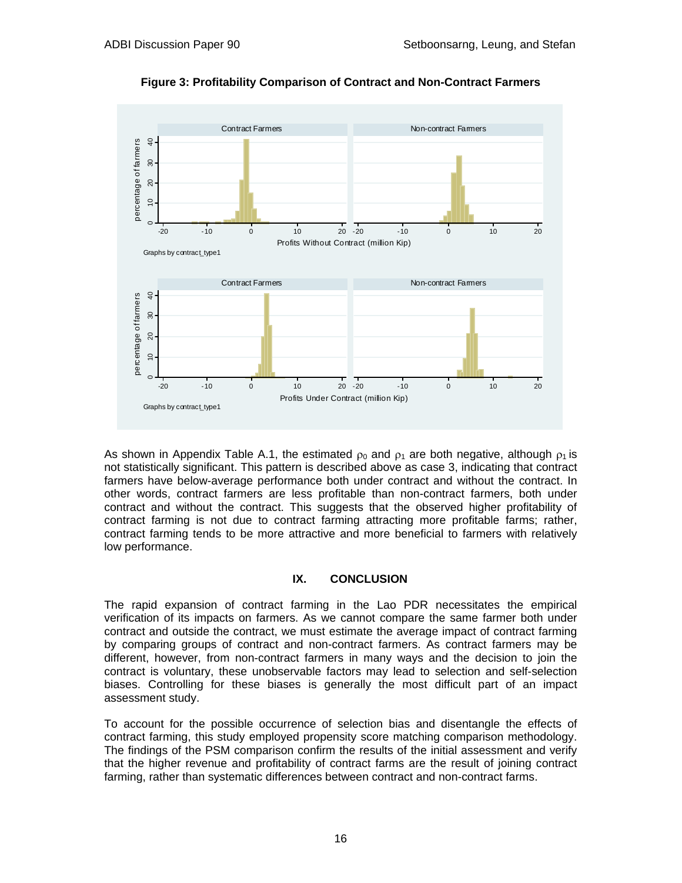**Figure 3: Profitability Comparison of Contract and Non-Contract Farmers**

As shown in Appendix Table A.1, the estimated $\rho_0$ and $\rho_1$ are both negative, although $\rho_1$ is not statistically significant. This pattern is described above as case 3, indicating that contract farmers have below-average performance both under contract and without the contract. In other words, contract farmers are less profitable than non-contract farmers, both under contract and without the contract. This suggests that the observed higher profitability of contract farming is not due to contract farming attracting more profitable farms; rather, contract farming tends to be more attractive and more beneficial to farmers with relatively low performance.

## IX. CONCLUSION

The rapid expansion of contract farming in the Lao PDR necessitates the empirical verification of its impacts on farmers. As we cannot compare the same farmer both under contract and outside the contract, we must estimate the average impact of contract farming by comparing groups of contract and non-contract farmers. As contract farmers may be different, however, from non-contract farmers in many ways and the decision to join the contract is voluntary, these unobservable factors may lead to selection and self-selection biases. Controlling for these biases is generally the most difficult part of an impact assessment study.

To account for the possible occurrence of selection bias and disentangle the effects of contract farming, this study employed propensity score matching comparison methodology. The findings of the PSM comparison confirm the results of the initial assessment and verify that the higher revenue and profitability of contract farms are the result of joining contract farming, rather than systematic differences between contract and non-contract farms.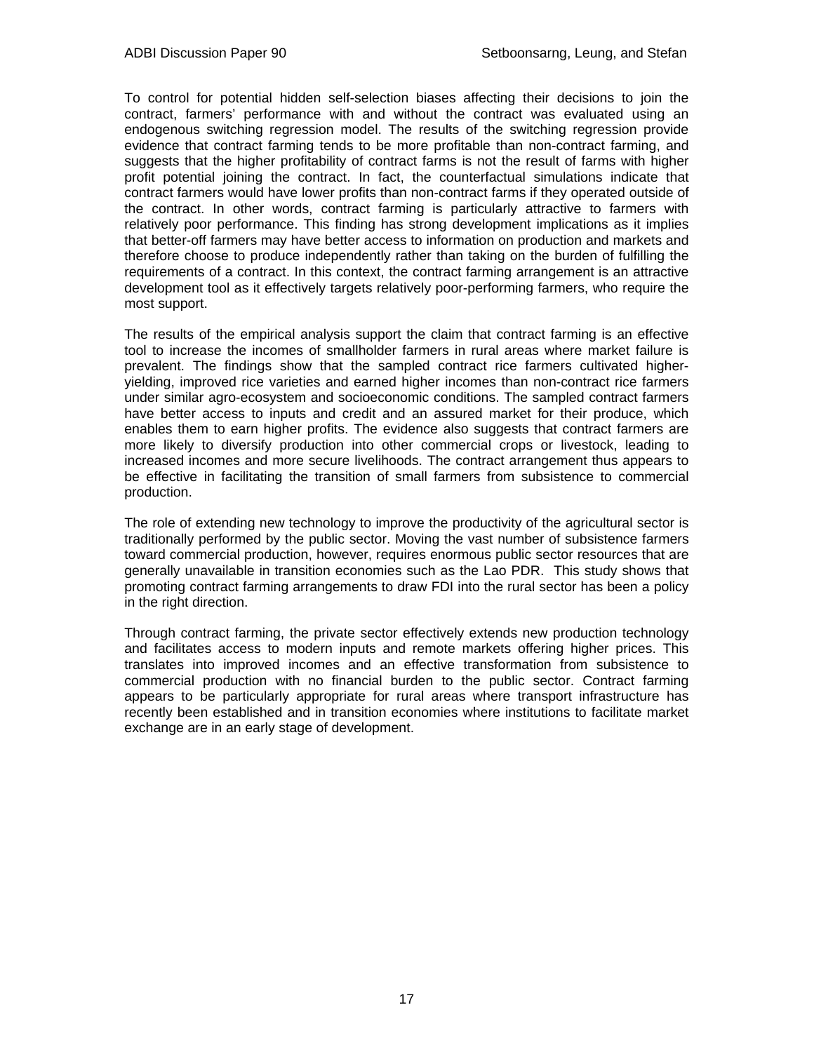To control for potential hidden self-selection biases affecting their decisions to join the contract, farmers' performance with and without the contract was evaluated using an endogenous switching regression model. The results of the switching regression provide evidence that contract farming tends to be more profitable than non-contract farming, and suggests that the higher profitability of contract farms is not the result of farms with higher profit potential joining the contract. In fact, the counterfactual simulations indicate that contract farmers would have lower profits than non-contract farms if they operated outside of the contract. In other words, contract farming is particularly attractive to farmers with relatively poor performance. This finding has strong development implications as it implies that better-off farmers may have better access to information on production and markets and therefore choose to produce independently rather than taking on the burden of fulfilling the requirements of a contract. In this context, the contract farming arrangement is an attractive development tool as it effectively targets relatively poor-performing farmers, who require the most support.

The results of the empirical analysis support the claim that contract farming is an effective tool to increase the incomes of smallholder farmers in rural areas where market failure is prevalent. The findings show that the sampled contract rice farmers cultivated higher-yielding, improved rice varieties and earned higher incomes than non-contract rice farmers under similar agro-ecosystem and socioeconomic conditions. The sampled contract farmers have better access to inputs and credit and an assured market for their produce, which enables them to earn higher profits. The evidence also suggests that contract farmers are more likely to diversify production into other commercial crops or livestock, leading to increased incomes and more secure livelihoods. The contract arrangement thus appears to be effective in facilitating the transition of small farmers from subsistence to commercial production.

The role of extending new technology to improve the productivity of the agricultural sector is traditionally performed by the public sector. Moving the vast number of subsistence farmers toward commercial production, however, requires enormous public sector resources that are generally unavailable in transition economies such as the Lao PDR. This study shows that promoting contract farming arrangements to draw FDI into the rural sector has been a policy in the right direction.

Through contract farming, the private sector effectively extends new production technology and facilitates access to modern inputs and remote markets offering higher prices. This translates into improved incomes and an effective transformation from subsistence to commercial production with no financial burden to the public sector. Contract farming appears to be particularly appropriate for rural areas where transport infrastructure has recently been established and in transition economies where institutions to facilitate market exchange are in an early stage of development.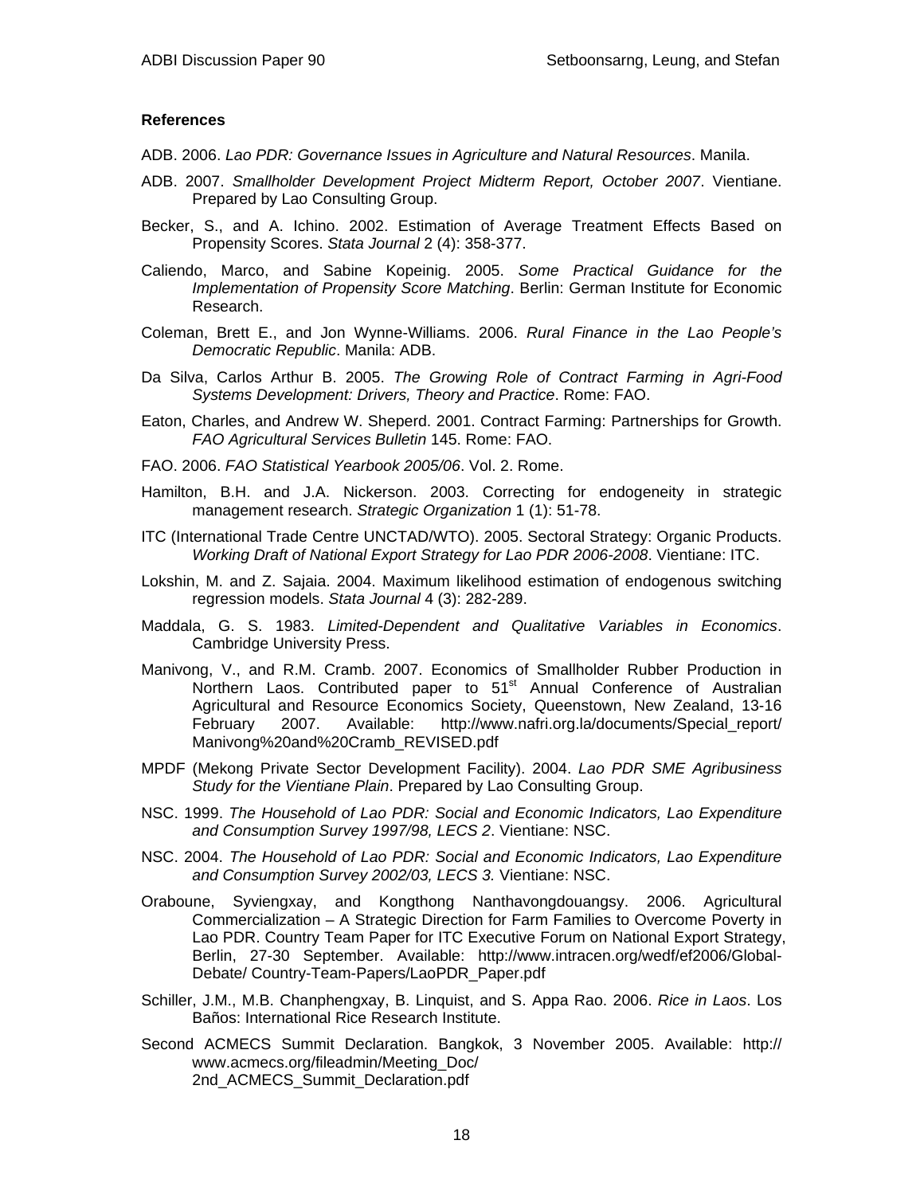**References**

ADB. 2006. *Lao PDR: Governance Issues in Agriculture and Natural Resources*. Manila.

ADB. 2007. *Smallholder Development Project Midterm Report, October 2007*. Vientiane. Prepared by Lao Consulting Group.

Becker, S., and A. Ichino. 2002. Estimation of Average Treatment Effects Based on Propensity Scores. *Stata Journal* 2 (4): 358-377.

Caliendo, Marco, and Sabine Kopeinig. 2005. *Some Practical Guidance for the Implementation of Propensity Score Matching*. Berlin: German Institute for Economic Research.

Coleman, Brett E., and Jon Wynne-Williams. 2006. *Rural Finance in the Lao People's Democratic Republic*. Manila: ADB.

Da Silva, Carlos Arthur B. 2005. *The Growing Role of Contract Farming in Agri-Food Systems Development: Drivers, Theory and Practice*. Rome: FAO.

Eaton, Charles, and Andrew W. Sheperd. 2001. Contract Farming: Partnerships for Growth. *FAO Agricultural Services Bulletin* 145. Rome: FAO.

FAO. 2006. *FAO Statistical Yearbook 2005/06*. Vol. 2. Rome.

Hamilton, B.H. and J.A. Nickerson. 2003. Correcting for endogeneity in strategic management research. *Strategic Organization* 1 (1): 51-78.

ITC (International Trade Centre UNCTAD/WTO). 2005. Sectoral Strategy: Organic Products. *Working Draft of National Export Strategy for Lao PDR 2006-2008*. Vientiane: ITC.

Lokshin, M. and Z. Sajaia. 2004. Maximum likelihood estimation of endogenous switching regression models. *Stata Journal* 4 (3): 282-289.

Maddala, G. S. 1983. *Limited-Dependent and Qualitative Variables in Economics*. Cambridge University Press.

Manivong, V., and R.M. Cramb. 2007. Economics of Smallholder Rubber Production in Northern Laos. Contributed paper to 51st Annual Conference of Australian Agricultural and Resource Economics Society, Queenstown, New Zealand, 13-16 February 2007. Available: http://www.nafri.org.la/documents/Special_report/Manivong%20and%20Cramb_REVISED.pdf

MPDF (Mekong Private Sector Development Facility). 2004. *Lao PDR SME Agribusiness Study for the Vientiane Plain*. Prepared by Lao Consulting Group.

NSC. 1999. *The Household of Lao PDR: Social and Economic Indicators, Lao Expenditure and Consumption Survey 1997/98, LECS 2*. Vientiane: NSC.

NSC. 2004. *The Household of Lao PDR: Social and Economic Indicators, Lao Expenditure and Consumption Survey 2002/03, LECS 3.* Vientiane: NSC.

Oraboune, Syviengxay, and Kongthong Nanthavongdouangsy. 2006. Agricultural Commercialization – A Strategic Direction for Farm Families to Overcome Poverty in Lao PDR. Country Team Paper for ITC Executive Forum on National Export Strategy, Berlin, 27-30 September. Available: http://www.intracen.org/wedf/ef2006/Global-Debate/ Country-Team-Papers/LaoPDR_Paper.pdf

Schiller, J.M., M.B. Chanphengxay, B. Linquist, and S. Appa Rao. 2006. *Rice in Laos*. Los Baños: International Rice Research Institute.

Second ACMECS Summit Declaration. Bangkok, 3 November 2005. Available: http:// www.acmecs.org/fileadmin/Meeting_Doc/ 2nd_ACMECS_Summit_Declaration.pdf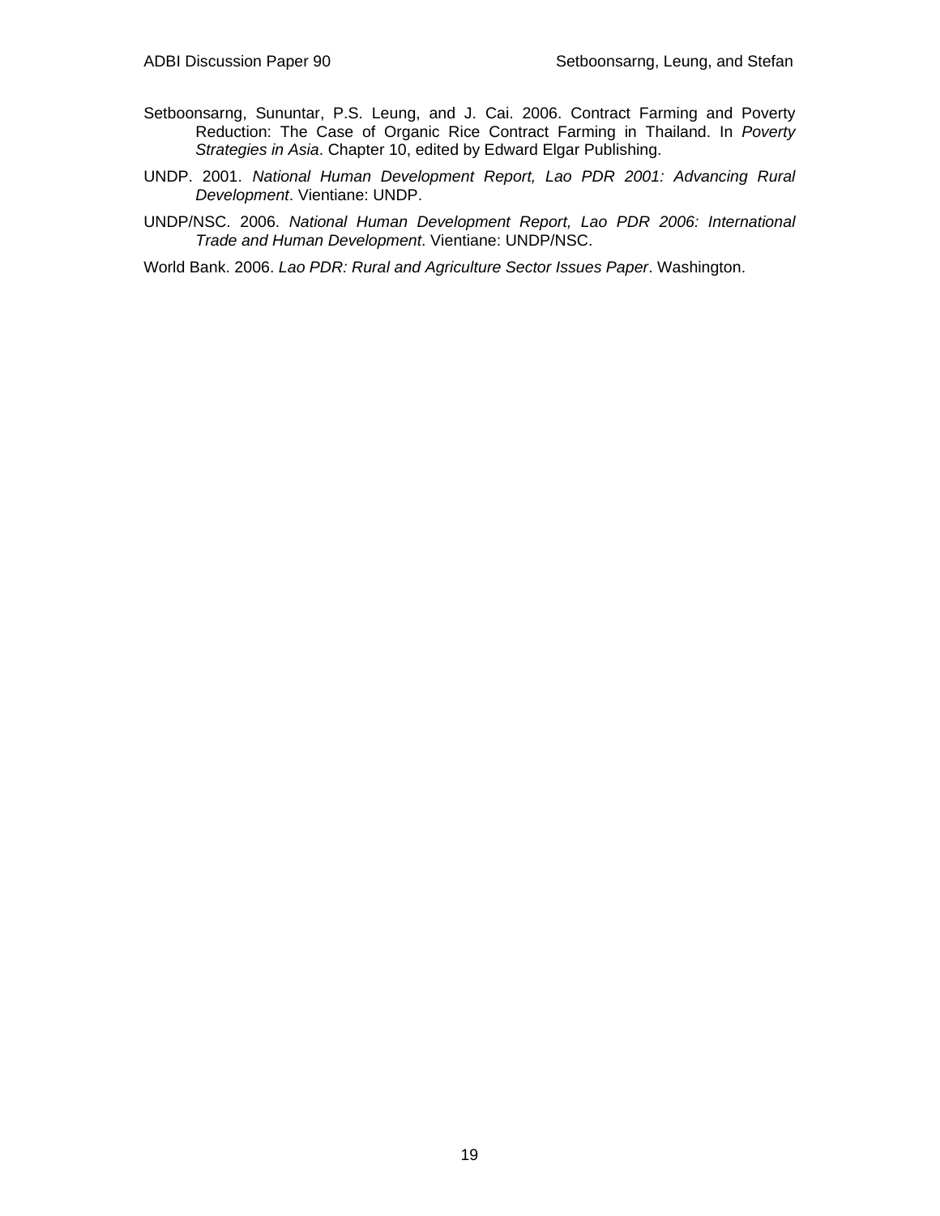Setboonsarng, Sununtar, P.S. Leung, and J. Cai. 2006. Contract Farming and Poverty Reduction: The Case of Organic Rice Contract Farming in Thailand. In *Poverty Strategies in Asia*. Chapter 10, edited by Edward Elgar Publishing.

UNDP. 2001. *National Human Development Report, Lao PDR 2001: Advancing Rural Development*. Vientiane: UNDP.

UNDP/NSC. 2006. *National Human Development Report, Lao PDR 2006: International Trade and Human Development*. Vientiane: UNDP/NSC.

World Bank. 2006. *Lao PDR: Rural and Agriculture Sector Issues Paper*. Washington.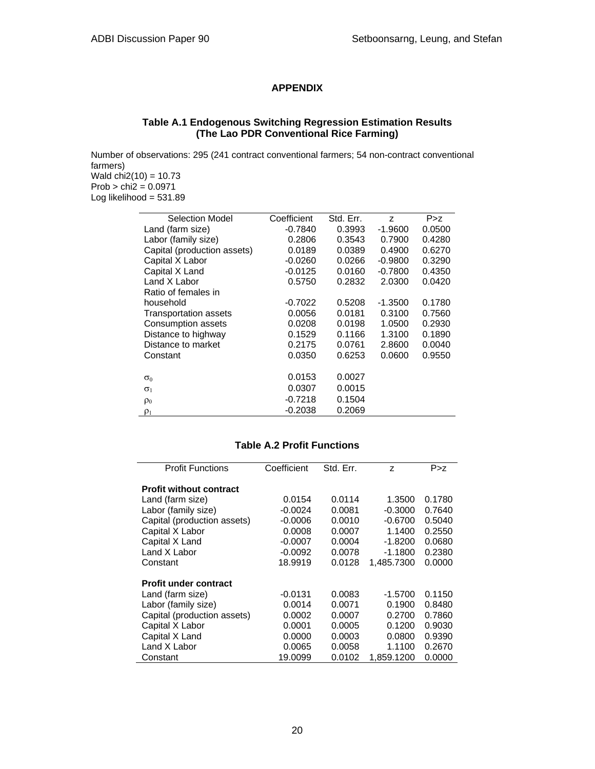## APPENDIX

### Table A.1 Endogenous Switching Regression Estimation Results (The Lao PDR Conventional Rice Farming)

Number of observations: 295 (241 contract conventional farmers; 54 non-contract conventional farmers)
Wald chi2(10) = 10.73
Prob > chi2 = 0.0971
Log likelihood = 531.89

| Selection Model | Coefficient | Std. Err. | z | P>z |
|---|---|---|---|---|
| Land (farm size) | -0.7840 | 0.3993 | -1.9600 | 0.0500 |
| Labor (family size) | 0.2806 | 0.3543 | 0.7900 | 0.4280 |
| Capital (production assets) | 0.0189 | 0.0389 | 0.4900 | 0.6270 |
| Capital X Labor | -0.0260 | 0.0266 | -0.9800 | 0.3290 |
| Capital X Land | -0.0125 | 0.0160 | -0.7800 | 0.4350 |
| Land X Labor | 0.5750 | 0.2832 | 2.0300 | 0.0420 |
| Ratio of females in household | -0.7022 | 0.5208 | -1.3500 | 0.1780 |
| Transportation assets | 0.0056 | 0.0181 | 0.3100 | 0.7560 |
| Consumption assets | 0.0208 | 0.0198 | 1.0500 | 0.2930 |
| Distance to highway | 0.1529 | 0.1166 | 1.3100 | 0.1890 |
| Distance to market | 0.2175 | 0.0761 | 2.8600 | 0.0040 |
| Constant | 0.0350 | 0.6253 | 0.0600 | 0.9550 |
| $\sigma_0$ | 0.0153 | 0.0027 | | |
| $\sigma_1$ | 0.0307 | 0.0015 | | |
| $\rho_0$ | -0.7218 | 0.1504 | | |
| $\rho_1$ | -0.2038 | 0.2069 | | |

### Table A.2 Profit Functions

| Profit Functions | Coefficient | Std. Err. | z | P>z |
|---|---|---|---|---|
| **Profit without contract** | | | | |
| Land (farm size) | 0.0154 | 0.0114 | 1.3500 | 0.1780 |
| Labor (family size) | -0.0024 | 0.0081 | -0.3000 | 0.7640 |
| Capital (production assets) | -0.0006 | 0.0010 | -0.6700 | 0.5040 |
| Capital X Labor | 0.0008 | 0.0007 | 1.1400 | 0.2550 |
| Capital X Land | -0.0007 | 0.0004 | -1.8200 | 0.0680 |
| Land X Labor | -0.0092 | 0.0078 | -1.1800 | 0.2380 |
| Constant | 18.9919 | 0.0128 | 1,485.7300 | 0.0000 |
| **Profit under contract** | | | | |
| Land (farm size) | -0.0131 | 0.0083 | -1.5700 | 0.1150 |
| Labor (family size) | 0.0014 | 0.0071 | 0.1900 | 0.8480 |
| Capital (production assets) | 0.0002 | 0.0007 | 0.2700 | 0.7860 |
| Capital X Labor | 0.0001 | 0.0005 | 0.1200 | 0.9030 |
| Capital X Land | 0.0000 | 0.0003 | 0.0800 | 0.9390 |
| Land X Labor | 0.0065 | 0.0058 | 1.1100 | 0.2670 |
| Constant | 19.0099 | 0.0102 | 1,859.1200 | 0.0000 |